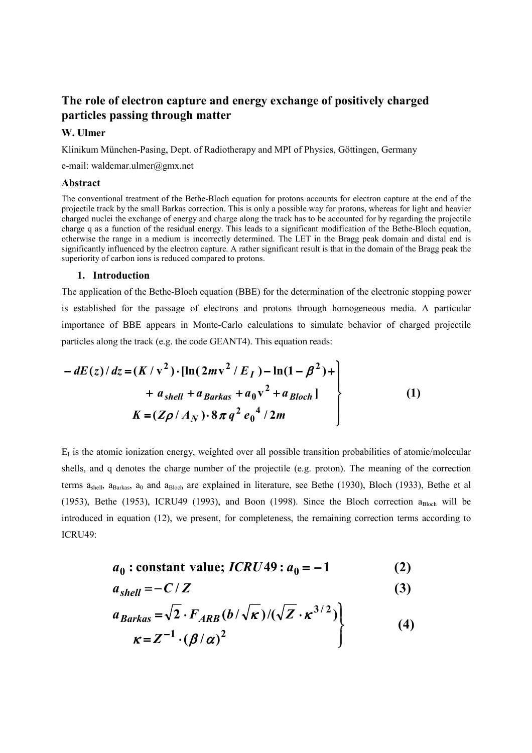# The role of electron capture and energy exchange of positively charged particles passing through matter

**W. Ulmer**

Klinikum München-Pasing, Dept. of Radiotherapy and MPI of Physics, Göttingen, Germany

e-mail: waldemar.ulmer@gmx.net

## Abstract

The conventional treatment of the Bethe-Bloch equation for protons accounts for electron capture at the end of the projectile track by the small Barkas correction. This is only a possible way for protons, whereas for light and heavier charged nuclei the exchange of energy and charge along the track has to be accounted for by regarding the projectile charge q as a function of the residual energy. This leads to a significant modification of the Bethe-Bloch equation, otherwise the range in a medium is incorrectly determined. The LET in the Bragg peak domain and distal end is significantly influenced by the electron capture. A rather significant result is that in the domain of the Bragg peak the superiority of carbon ions is reduced compared to protons.

## 1. Introduction

The application of the Bethe-Bloch equation (BBE) for the determination of the electronic stopping power is established for the passage of electrons and protons through homogeneous media. A particular importance of BBE appears in Monte-Carlo calculations to simulate behavior of charged projectile particles along the track (e.g. the code GEANT4). This equation reads:

$$
\left.\begin{aligned}
-dE(z)/dz &= (K/\mathrm{v}^2)\cdot[\ln(2m\mathrm{v}^2/E_I) - \ln(1-\beta^2) + \\
&\quad + a_{shell} + a_{Barkas} + a_0\mathrm{v}^2 + a_{Bloch}] \\
K &= (Z\rho/A_N)\cdot 8\pi q^2 e_0^4/2m
\end{aligned}\right\} \qquad (1)
$$

$E_I$ is the atomic ionization energy, weighted over all possible transition probabilities of atomic/molecular shells, and q denotes the charge number of the projectile (e.g. proton). The meaning of the correction terms $a_{shell}$, $a_{Barkas}$, $a_0$ and $a_{Bloch}$ are explained in literature, see Bethe (1930), Bloch (1933), Bethe et al (1953), Bethe (1953), ICRU49 (1993), and Boon (1998). Since the Bloch correction $a_{Bloch}$ will be introduced in equation (12), we present, for completeness, the remaining correction terms according to ICRU49:

$$
a_0 : \text{constant value; } ICRU49 : a_0 = -1 \qquad (2)
$$

$$
a_{shell} = -C/Z \qquad (3)
$$

$$
\left.\begin{aligned}
a_{Barkas} &= \sqrt{2}\cdot F_{ARB}(b/\sqrt{\kappa})/(\sqrt{Z}\cdot\kappa^{3/2}) \\
\kappa &= Z^{-1}\cdot(\beta/\alpha)^2
\end{aligned}\right\} \qquad (4)
$$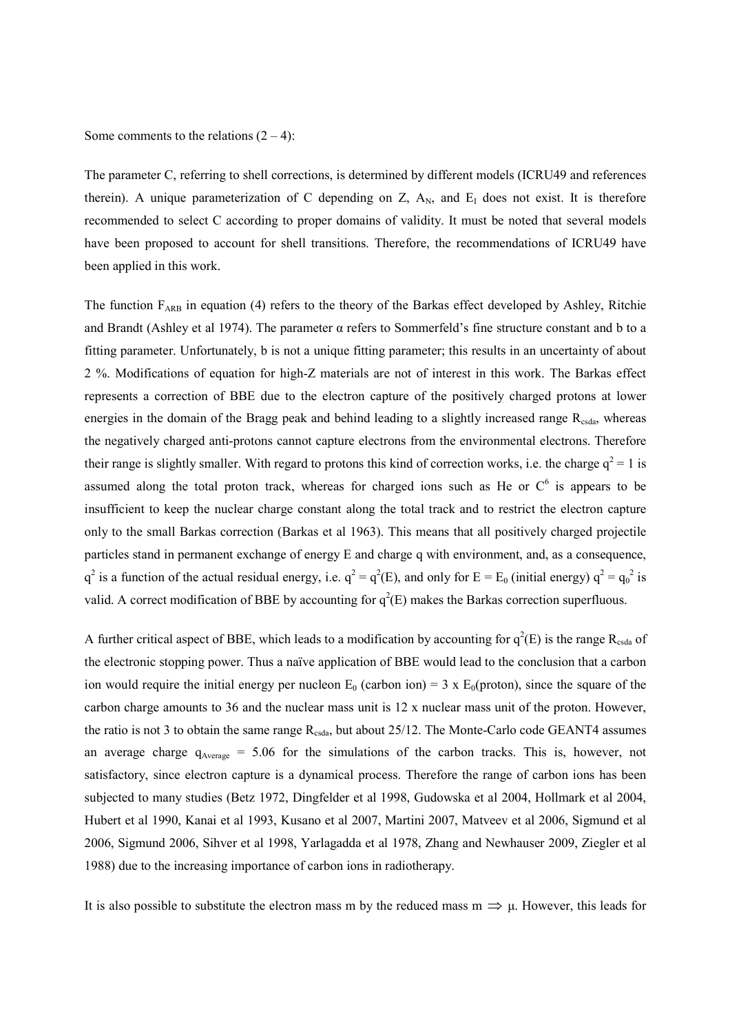Some comments to the relations (2 – 4):

The parameter C, referring to shell corrections, is determined by different models (ICRU49 and references therein). A unique parameterization of C depending on Z, $A_N$, and $E_I$ does not exist. It is therefore recommended to select C according to proper domains of validity. It must be noted that several models have been proposed to account for shell transitions. Therefore, the recommendations of ICRU49 have been applied in this work.

The function $F_{ARB}$ in equation (4) refers to the theory of the Barkas effect developed by Ashley, Ritchie and Brandt (Ashley et al 1974). The parameter α refers to Sommerfeld's fine structure constant and b to a fitting parameter. Unfortunately, b is not a unique fitting parameter; this results in an uncertainty of about 2 %. Modifications of equation for high-Z materials are not of interest in this work. The Barkas effect represents a correction of BBE due to the electron capture of the positively charged protons at lower energies in the domain of the Bragg peak and behind leading to a slightly increased range $R_{csda}$, whereas the negatively charged anti-protons cannot capture electrons from the environmental electrons. Therefore their range is slightly smaller. With regard to protons this kind of correction works, i.e. the charge $q^2 = 1$ is assumed along the total proton track, whereas for charged ions such as He or $C^6$ is appears to be insufficient to keep the nuclear charge constant along the total track and to restrict the electron capture only to the small Barkas correction (Barkas et al 1963). This means that all positively charged projectile particles stand in permanent exchange of energy E and charge q with environment, and, as a consequence, $q^2$ is a function of the actual residual energy, i.e. $q^2 = q^2(E)$, and only for $E = E_0$ (initial energy) $q^2 = q_0^2$ is valid. A correct modification of BBE by accounting for $q^2(E)$ makes the Barkas correction superfluous.

A further critical aspect of BBE, which leads to a modification by accounting for $q^2(E)$ is the range $R_{csda}$ of the electronic stopping power. Thus a naïve application of BBE would lead to the conclusion that a carbon ion would require the initial energy per nucleon $E_0$ (carbon ion) = 3 x $E_0$(proton), since the square of the carbon charge amounts to 36 and the nuclear mass unit is 12 x nuclear mass unit of the proton. However, the ratio is not 3 to obtain the same range $R_{csda}$, but about 25/12. The Monte-Carlo code GEANT4 assumes an average charge $q_{Average} = 5.06$ for the simulations of the carbon tracks. This is, however, not satisfactory, since electron capture is a dynamical process. Therefore the range of carbon ions has been subjected to many studies (Betz 1972, Dingfelder et al 1998, Gudowska et al 2004, Hollmark et al 2004, Hubert et al 1990, Kanai et al 1993, Kusano et al 2007, Martini 2007, Matveev et al 2006, Sigmund et al 2006, Sigmund 2006, Sihver et al 1998, Yarlagadda et al 1978, Zhang and Newhauser 2009, Ziegler et al 1988) due to the increasing importance of carbon ions in radiotherapy.

It is also possible to substitute the electron mass m by the reduced mass $m \Rightarrow \mu$. However, this leads for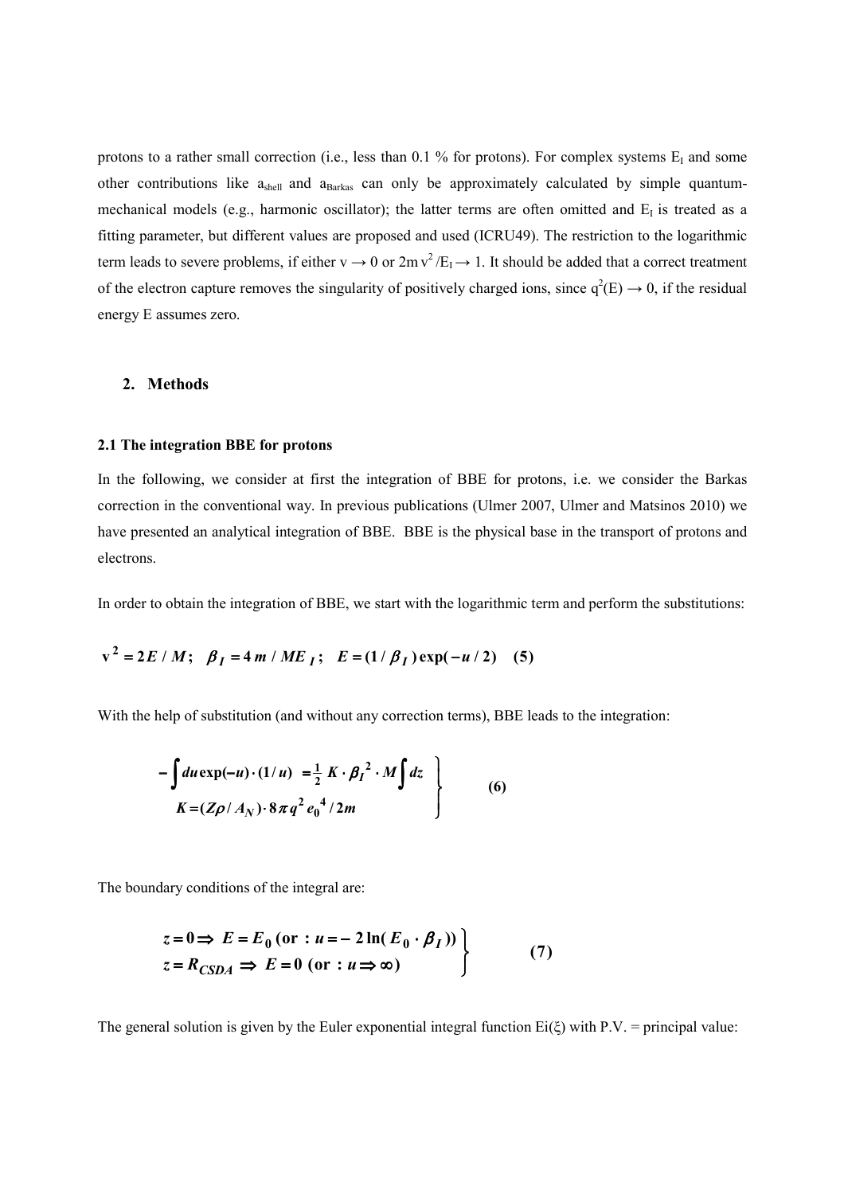protons to a rather small correction (i.e., less than 0.1 % for protons). For complex systems $E_I$ and some other contributions like $a_{shell}$ and $a_{Barkas}$ can only be approximately calculated by simple quantum-mechanical models (e.g., harmonic oscillator); the latter terms are often omitted and $E_I$ is treated as a fitting parameter, but different values are proposed and used (ICRU49). The restriction to the logarithmic term leads to severe problems, if either $v \rightarrow 0$ or $2m v^2/E_I \rightarrow 1$. It should be added that a correct treatment of the electron capture removes the singularity of positively charged ions, since $q^2(E) \rightarrow 0$, if the residual energy E assumes zero.

## 2. Methods

### 2.1 The integration BBE for protons

In the following, we consider at first the integration of BBE for protons, i.e. we consider the Barkas correction in the conventional way. In previous publications (Ulmer 2007, Ulmer and Matsinos 2010) we have presented an analytical integration of BBE. BBE is the physical base in the transport of protons and electrons.

In order to obtain the integration of BBE, we start with the logarithmic term and perform the substitutions:

$$v^2 = 2E/M; \quad \beta_I = 4m/ME_I; \quad E = (1/\beta_I)\exp(-u/2) \quad (5)$$

With the help of substitution (and without any correction terms), BBE leads to the integration:

$$\left.\begin{aligned} -\int du \exp(-u)\cdot(1/u) &= \tfrac{1}{2}\, K \cdot \beta_I^2 \cdot M \int dz \\ K = (Z\rho/A_N)\cdot 8\pi q^2 e_0^4 / 2m & \end{aligned}\right\} \quad (6)$$

The boundary conditions of the integral are:

$$\left.\begin{aligned} z = 0 &\Rightarrow E = E_0 \ (\text{or} : u = -2\ln(E_0 \cdot \beta_I)) \\ z = R_{CSDA} &\Rightarrow E = 0 \ (\text{or} : u \Rightarrow \infty) \end{aligned}\right\} \quad (7)$$

The general solution is given by the Euler exponential integral function $Ei(\xi)$ with P.V. = principal value: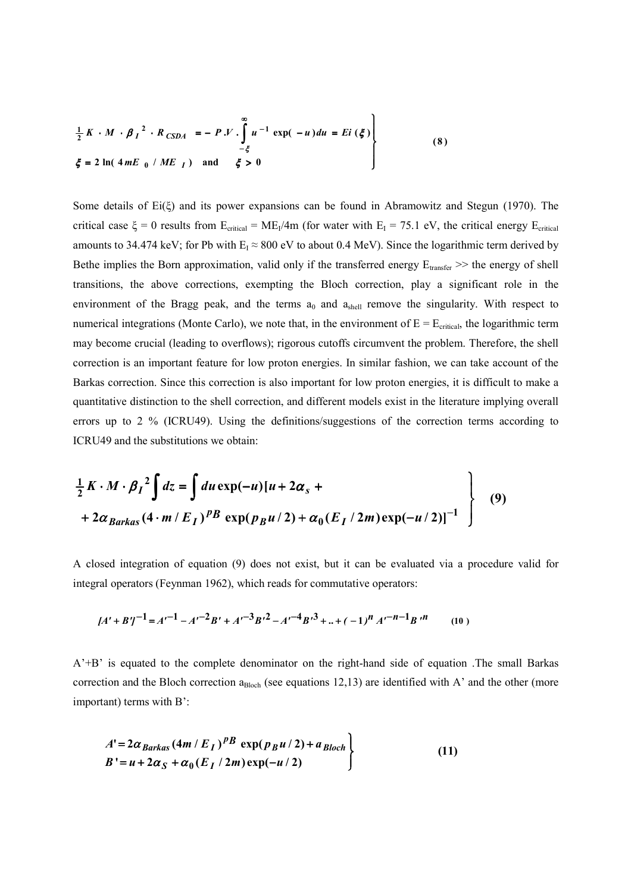$$\left.\begin{aligned} &\tfrac{1}{2} K \cdot M \cdot \beta_I{}^2 \cdot R_{CSDA} = - P.V. \int_{-\xi}^{\infty} u^{-1} \exp(-u) du = Ei(\xi) \\ &\xi = 2 \ln(4mE_0 / ME_I) \quad \text{and} \quad \xi > 0 \end{aligned}\right\} \qquad (8)$$

Some details of $Ei(\xi)$ and its power expansions can be found in Abramowitz and Stegun (1970). The critical case $\xi = 0$ results from $E_{critical} = ME_I/4m$ (for water with $E_I = 75.1$ eV, the critical energy $E_{critical}$ amounts to 34.474 keV; for Pb with $E_I \approx 800$ eV to about 0.4 MeV). Since the logarithmic term derived by Bethe implies the Born approximation, valid only if the transferred energy $E_{transfer} >>$ the energy of shell transitions, the above corrections, exempting the Bloch correction, play a significant role in the environment of the Bragg peak, and the terms $a_0$ and $a_{shell}$ remove the singularity. With respect to numerical integrations (Monte Carlo), we note that, in the environment of $E = E_{critical}$, the logarithmic term may become crucial (leading to overflows); rigorous cutoffs circumvent the problem. Therefore, the shell correction is an important feature for low proton energies. In similar fashion, we can take account of the Barkas correction. Since this correction is also important for low proton energies, it is difficult to make a quantitative distinction to the shell correction, and different models exist in the literature implying overall errors up to 2 % (ICRU49). Using the definitions/suggestions of the correction terms according to ICRU49 and the substitutions we obtain:

$$\left.\begin{aligned} &\tfrac{1}{2} K \cdot M \cdot \beta_I{}^2 \int dz = \int du \exp(-u) [u + 2\alpha_s + \\ &+ 2\alpha_{Barkas} (4 \cdot m / E_I)^{pB} \exp(p_B u / 2) + \alpha_0 (E_I / 2m) \exp(-u/2)]^{-1} \end{aligned}\right\} \qquad (9)$$

A closed integration of equation (9) does not exist, but it can be evaluated via a procedure valid for integral operators (Feynman 1962), which reads for commutative operators:

$$[A' + B']^{-1} = A'^{-1} - A'^{-2} B' + A'^{-3} B'^{2} - A'^{-4} B'^{3} + .. + (-1)^n A'^{-n-1} B'^{n} \qquad (10)$$

A'+B' is equated to the complete denominator on the right-hand side of equation .The small Barkas correction and the Bloch correction $a_{Bloch}$ (see equations 12,13) are identified with A' and the other (more important) terms with B':

$$\left.\begin{aligned} &A' = 2\alpha_{Barkas} (4m / E_I)^{pB} \exp(p_B u / 2) + a_{Bloch} \\ &B' = u + 2\alpha_S + \alpha_0 (E_I / 2m) \exp(-u/2) \end{aligned}\right\} \qquad (11)$$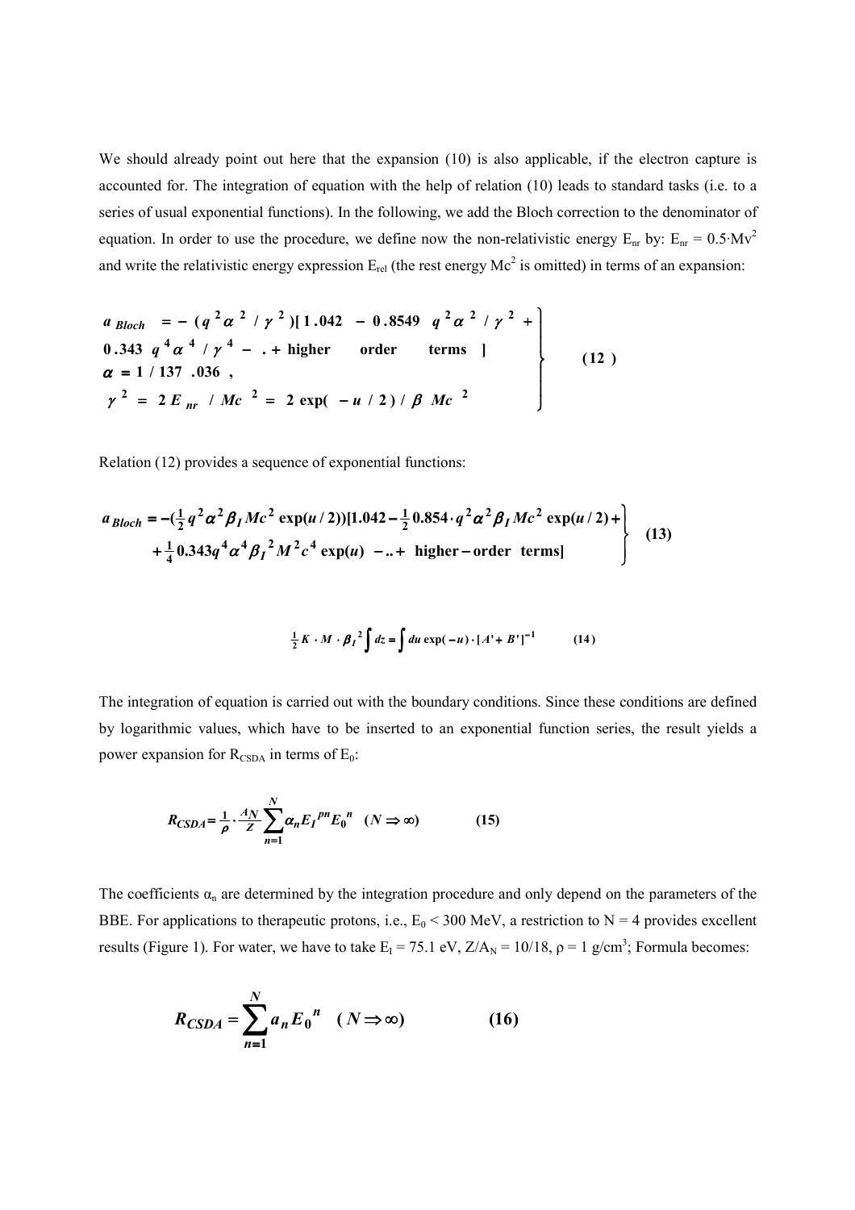We should already point out here that the expansion (10) is also applicable, if the electron capture is accounted for. The integration of equation with the help of relation (10) leads to standard tasks (i.e. to a series of usual exponential functions). In the following, we add the Bloch correction to the denominator of equation. In order to use the procedure, we define now the non-relativistic energy $E_{nr}$ by: $E_{nr} = 0.5 \cdot Mv^2$ and write the relativistic energy expression $E_{rel}$ (the rest energy $Mc^2$ is omitted) in terms of an expansion:

$$\left.\begin{aligned} &a_{Bloch} = -(q^2\alpha^2/\gamma^2)[1.042 - 0.8549\ q^2\alpha^2/\gamma^2 + \\ &0.343\ q^4\alpha^4/\gamma^4 - .+ \text{higher order terms}\ ] \\ &\alpha = 1/137.036\ , \\ &\gamma^2 = 2E_{nr}/Mc^2 = 2\exp(-u/2)/\beta\ Mc^2 \end{aligned}\right\} \quad (12)$$

Relation (12) provides a sequence of exponential functions:

$$\left.\begin{aligned} a_{Bloch} = &-(\tfrac{1}{2}q^2\alpha^2\beta_I Mc^2\exp(u/2))[1.042 - \tfrac{1}{2}0.854\cdot q^2\alpha^2\beta_I Mc^2\exp(u/2) + \\ &+\tfrac{1}{4}0.343 q^4\alpha^4\beta_I{}^2 M^2c^4\exp(u)\ - .. +\ \text{higher-order terms}] \end{aligned}\right\} \quad (13)$$

$$\tfrac{1}{2}K\cdot M\cdot\beta_I{}^2\int dz = \int du\exp(-u)\cdot[A' + B']^{-1} \qquad (14)$$

The integration of equation is carried out with the boundary conditions. Since these conditions are defined by logarithmic values, which have to be inserted to an exponential function series, the result yields a power expansion for $R_{CSDA}$ in terms of $E_0$:

$$R_{CSDA} = \frac{1}{\rho}\cdot\frac{A_N}{Z}\sum_{n=1}^{N}\alpha_n E_I{}^{pn}E_0{}^n \quad (N \Rightarrow \infty) \qquad (15)$$

The coefficients $\alpha_n$ are determined by the integration procedure and only depend on the parameters of the BBE. For applications to therapeutic protons, i.e., $E_0 < 300$ MeV, a restriction to N = 4 provides excellent results (Figure 1). For water, we have to take $E_I = 75.1$ eV, $Z/A_N = 10/18$, $\rho = 1$ g/cm$^3$; Formula becomes:

$$R_{CSDA} = \sum_{n=1}^{N} a_n E_0{}^n \quad (N \Rightarrow \infty) \qquad (16)$$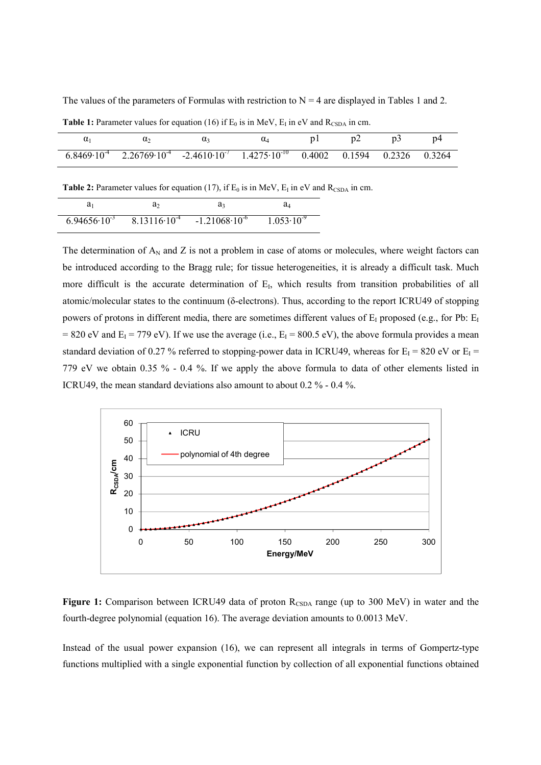The values of the parameters of Formulas with restriction to N = 4 are displayed in Tables 1 and 2.

**Table 1:** Parameter values for equation (16) if $E_0$ is in MeV, $E_I$ in eV and $R_{CSDA}$ in cm.

| $\alpha_1$ | $\alpha_2$ | $\alpha_3$ | $\alpha_4$ | p1 | p2 | p3 | p4 |
|---|---|---|---|---|---|---|---|
| $6.8469\cdot10^{-4}$ | $2.26769\cdot10^{-4}$ | $-2.4610\cdot10^{-7}$ | $1.4275\cdot10^{-10}$ | 0.4002 | 0.1594 | 0.2326 | 0.3264 |

**Table 2:** Parameter values for equation (17), if $E_0$ is in MeV, $E_I$ in eV and $R_{CSDA}$ in cm.

| $a_1$ | $a_2$ | $a_3$ | $a_4$ |
|---|---|---|---|
| $6.94656\cdot10^{-3}$ | $8.13116\cdot10^{-4}$ | $-1.21068\cdot10^{-6}$ | $1.053\cdot10^{-9}$ |

The determination of $A_N$ and Z is not a problem in case of atoms or molecules, where weight factors can be introduced according to the Bragg rule; for tissue heterogeneities, it is already a difficult task. Much more difficult is the accurate determination of $E_I$, which results from transition probabilities of all atomic/molecular states to the continuum (δ-electrons). Thus, according to the report ICRU49 of stopping powers of protons in different media, there are sometimes different values of $E_I$ proposed (e.g., for Pb: $E_I$ = 820 eV and $E_I$ = 779 eV). If we use the average (i.e., $E_I$ = 800.5 eV), the above formula provides a mean standard deviation of 0.27 % referred to stopping-power data in ICRU49, whereas for $E_I$ = 820 eV or $E_I$ = 779 eV we obtain 0.35 % - 0.4 %. If we apply the above formula to data of other elements listed in ICRU49, the mean standard deviations also amount to about 0.2 % - 0.4 %.

ICRU
polynomial of 4th degree
$R_{CSDA}$/cm
0
10
20
30
40
50
60
0
50
100
150
200
250
300
Energy/MeV

**Figure 1:** Comparison between ICRU49 data of proton $R_{CSDA}$ range (up to 300 MeV) in water and the fourth-degree polynomial (equation 16). The average deviation amounts to 0.0013 MeV.

Instead of the usual power expansion (16), we can represent all integrals in terms of Gompertz-type functions multiplied with a single exponential function by collection of all exponential functions obtained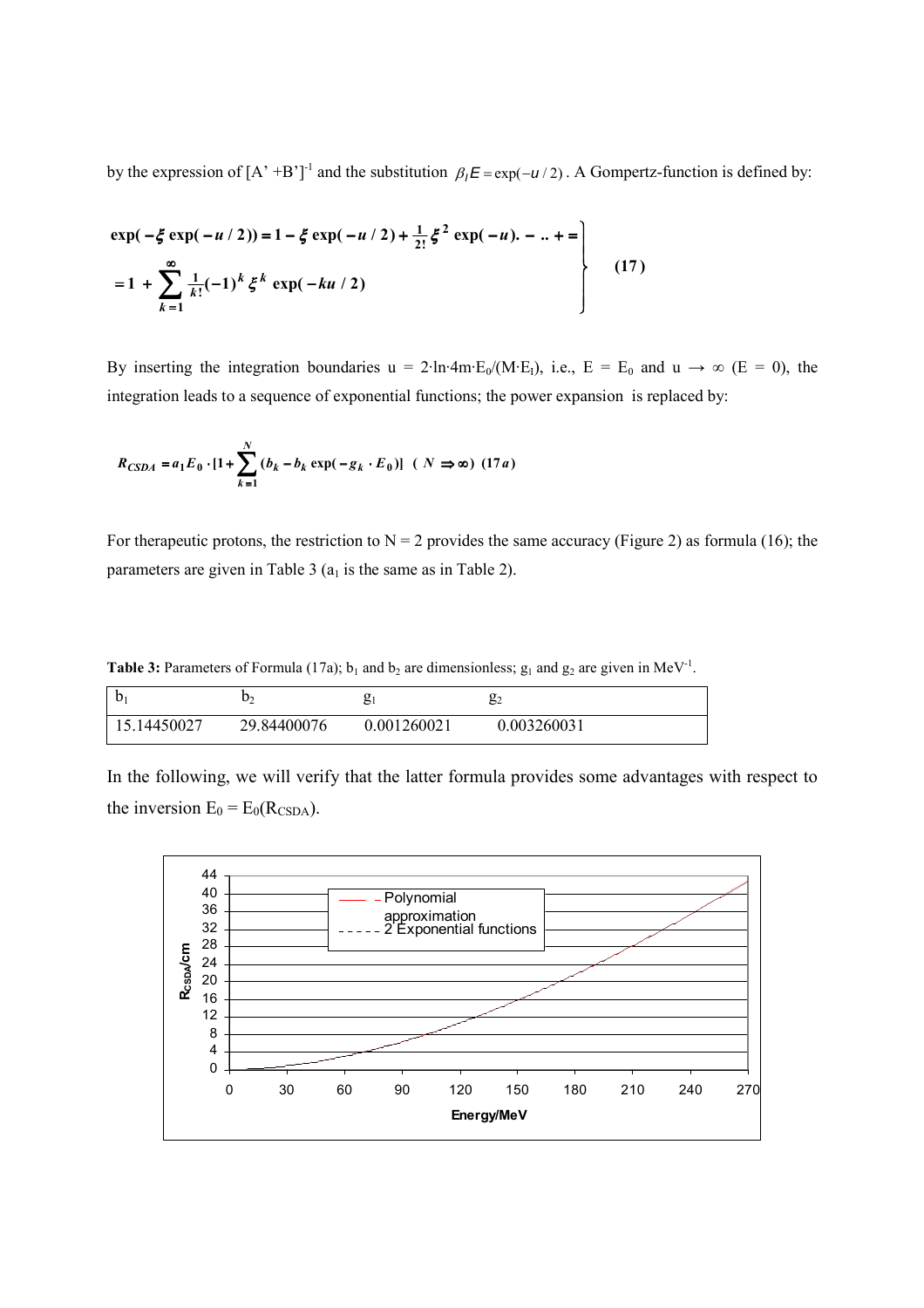by the expression of $[A' + B']^{-1}$ and the substitution $\beta_I E = \exp(-u/2)$. A Gompertz-function is defined by:

$$\left.\begin{aligned} &\exp(-\xi\exp(-u/2)) = 1 - \xi\exp(-u/2) + \tfrac{1}{2!}\xi^2\exp(-u). - .. + = \\ &= 1 + \sum_{k=1}^{\infty}\tfrac{1}{k!}(-1)^k\xi^k\exp(-ku/2) \end{aligned}\right\} \quad (17)$$

By inserting the integration boundaries $u = 2\cdot\ln\cdot 4m\cdot E_0/(M\cdot E_I)$, i.e., $E = E_0$ and $u \rightarrow \infty$ ($E = 0$), the integration leads to a sequence of exponential functions; the power expansion is replaced by:

$$R_{CSDA} = a_1 E_0 \cdot [1 + \sum_{k=1}^{N}(b_k - b_k\exp(-g_k\cdot E_0))] \quad (N \Rightarrow \infty) \quad (17a)$$

For therapeutic protons, the restriction to N = 2 provides the same accuracy (Figure 2) as formula (16); the parameters are given in Table 3 ($a_1$ is the same as in Table 2).

**Table 3:** Parameters of Formula (17a); $b_1$ and $b_2$ are dimensionless; $g_1$ and $g_2$ are given in $MeV^{-1}$.

| $b_1$ | $b_2$ | $g_1$ | $g_2$ |
|---|---|---|---|
| 15.14450027 | 29.84400076 | 0.001260021 | 0.003260031 |

In the following, we will verify that the latter formula provides some advantages with respect to the inversion $E_0 = E_0(R_{CSDA})$.

44
40
36
32
28
24
20
16
12
8
4
0

$R_{CSDA}$/cm

0 30 60 90 120 150 180 210 240 270

Energy/MeV

Polynomial approximation

2 Exponential functions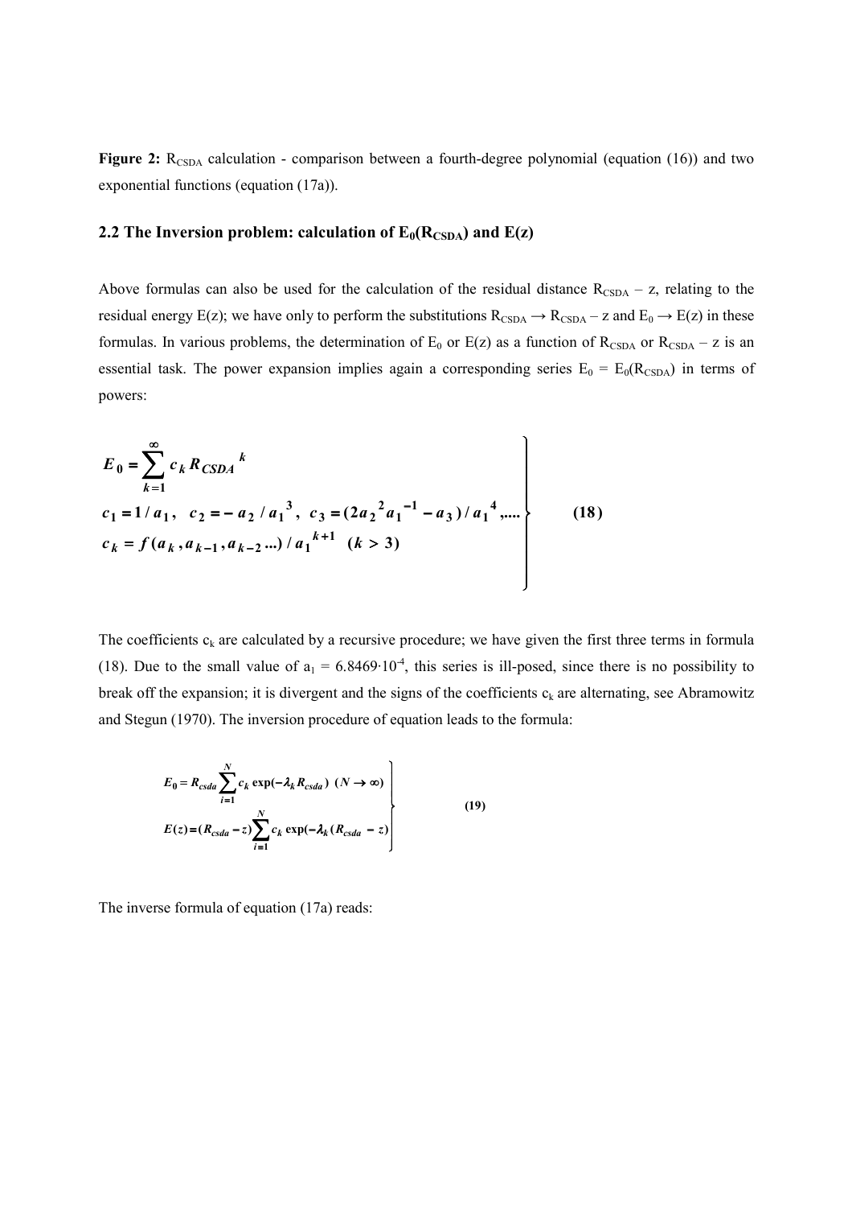**Figure 2:** $R_{CSDA}$ calculation - comparison between a fourth-degree polynomial (equation (16)) and two exponential functions (equation (17a)).

## 2.2 The Inversion problem: calculation of $E_0(R_{CSDA})$ and $E(z)$

Above formulas can also be used for the calculation of the residual distance $R_{CSDA} - z$, relating to the residual energy $E(z)$; we have only to perform the substitutions $R_{CSDA} \rightarrow R_{CSDA} - z$ and $E_0 \rightarrow E(z)$ in these formulas. In various problems, the determination of $E_0$ or $E(z)$ as a function of $R_{CSDA}$ or $R_{CSDA} - z$ is an essential task. The power expansion implies again a corresponding series $E_0 = E_0(R_{CSDA})$ in terms of powers:

$$
\left.
\begin{aligned}
& E_0 = \sum_{k=1}^{\infty} c_k R_{CSDA}{}^k \\
& c_1 = 1/a_1, \quad c_2 = -a_2/a_1{}^3, \quad c_3 = (2a_2{}^2 a_1{}^{-1} - a_3)/a_1{}^4, .... \\
& c_k = f(a_k, a_{k-1}, a_{k-2} ...)/a_1{}^{k+1} \quad (k > 3)
\end{aligned}
\right\} \qquad (18)
$$

The coefficients $c_k$ are calculated by a recursive procedure; we have given the first three terms in formula (18). Due to the small value of $a_1 = 6.8469 \cdot 10^{-4}$, this series is ill-posed, since there is no possibility to break off the expansion; it is divergent and the signs of the coefficients $c_k$ are alternating, see Abramowitz and Stegun (1970). The inversion procedure of equation leads to the formula:

$$
\left.
\begin{aligned}
& E_0 = R_{csda} \sum_{i=1}^{N} c_k \exp(-\lambda_k R_{csda}) \;\; (N \rightarrow \infty) \\
& E(z) = (R_{csda} - z) \sum_{i=1}^{N} c_k \exp(-\lambda_k (R_{csda} - z))
\end{aligned}
\right\} \qquad (19)
$$

The inverse formula of equation (17a) reads: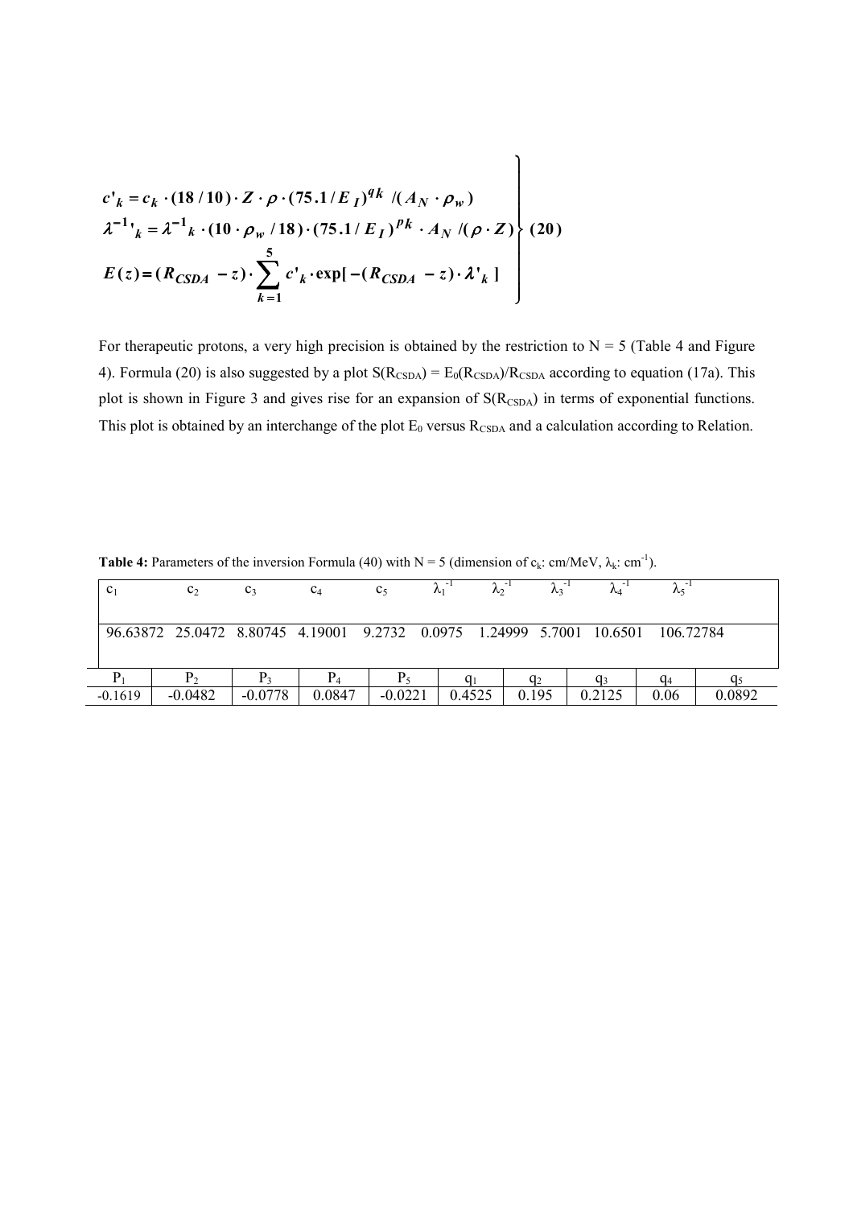$$
\left.
\begin{aligned}
c'_k &= c_k \cdot (18/10) \cdot Z \cdot \rho \cdot (75.1/E_I)^{qk} \,/(A_N \cdot \rho_w) \\
\lambda^{-1}{}'_k &= \lambda^{-1}{}_k \cdot (10 \cdot \rho_w /18) \cdot (75.1/E_I)^{pk} \cdot A_N \,/(\rho \cdot Z) \\
E(z) &= (R_{CSDA} - z) \cdot \sum_{k=1}^{5} c'_k \cdot \exp[-(R_{CSDA} - z) \cdot \lambda'_k]
\end{aligned}
\right\} \quad (20)
$$

For therapeutic protons, a very high precision is obtained by the restriction to N = 5 (Table 4 and Figure 4). Formula (20) is also suggested by a plot $S(R_{CSDA}) = E_0(R_{CSDA})/R_{CSDA}$ according to equation (17a). This plot is shown in Figure 3 and gives rise for an expansion of $S(R_{CSDA})$ in terms of exponential functions. This plot is obtained by an interchange of the plot $E_0$ versus $R_{CSDA}$ and a calculation according to Relation.

**Table 4:** Parameters of the inversion Formula (40) with N = 5 (dimension of $c_k$: cm/MeV, $\lambda_k$: cm$^{-1}$).

| $c_1$ | $c_2$ | $c_3$ | $c_4$ | $c_5$ | $\lambda_1^{-1}$ | $\lambda_2^{-1}$ | $\lambda_3^{-1}$ | $\lambda_4^{-1}$ | $\lambda_5^{-1}$ |
|---|---|---|---|---|---|---|---|---|---|
| 96.63872 | 25.0472 | 8.80745 | 4.19001 | 9.2732 | 0.0975 | 1.24999 | 5.7001 | 10.6501 | 106.72784 |
| $P_1$ | $P_2$ | $P_3$ | $P_4$ | $P_5$ | $q_1$ | $q_2$ | $q_3$ | $q_4$ | $q_5$ |
| -0.1619 | -0.0482 | -0.0778 | 0.0847 | -0.0221 | 0.4525 | 0.195 | 0.2125 | 0.06 | 0.0892 |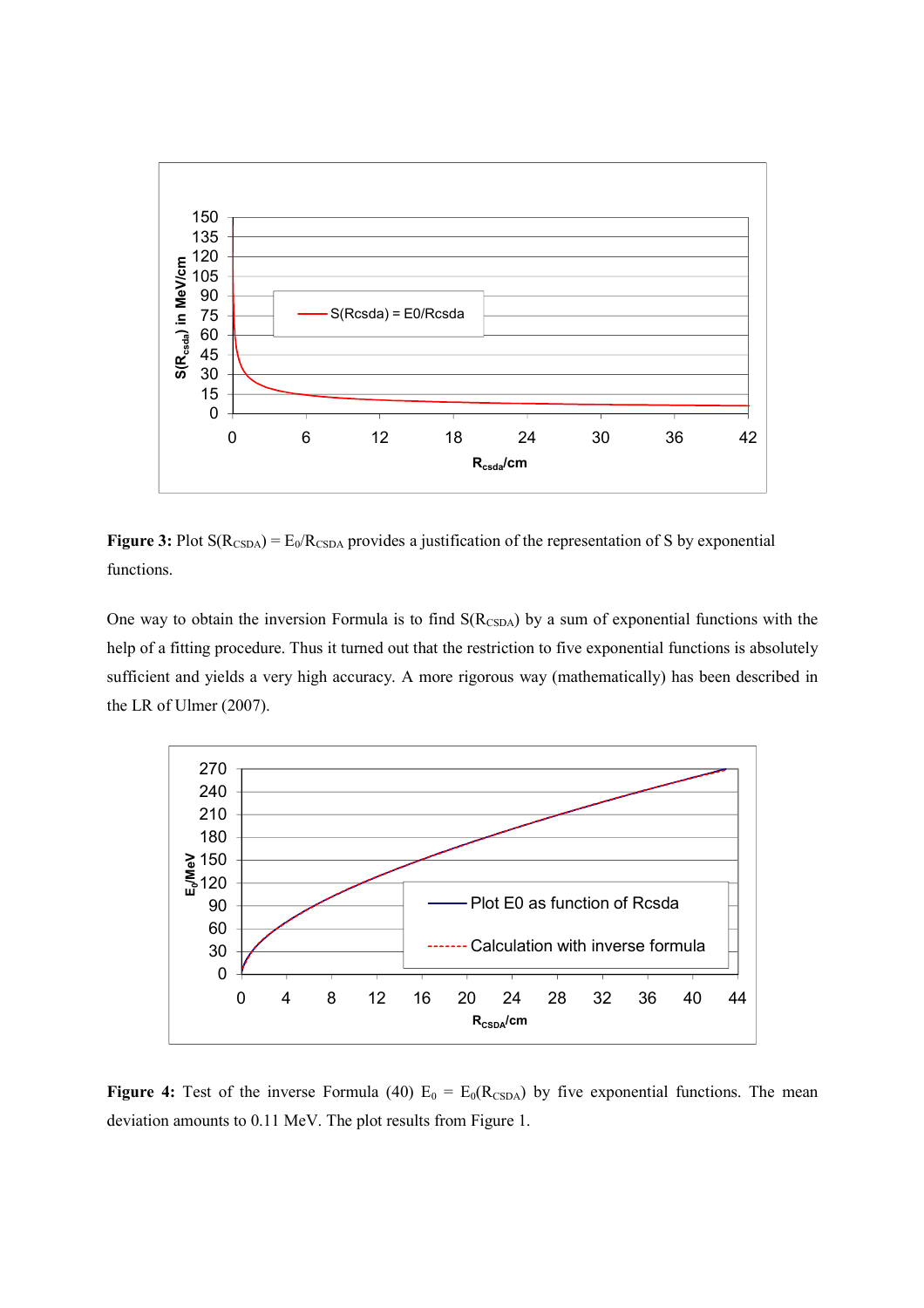150
135
120
105
90
75
60
45
30
15
0

$S(R_{csda})$ in MeV/cm

S(Rcsda) = E0/Rcsda

0
6
12
18
24
30
36
42

$R_{csda}$/cm

**Figure 3:** Plot $S(R_{CSDA}) = E_0/R_{CSDA}$ provides a justification of the representation of S by exponential functions.

One way to obtain the inversion Formula is to find $S(R_{CSDA})$ by a sum of exponential functions with the help of a fitting procedure. Thus it turned out that the restriction to five exponential functions is absolutely sufficient and yields a very high accuracy. A more rigorous way (mathematically) has been described in the LR of Ulmer (2007).

270
240
210
180
150
120
90
60
30
0

$E_0$/MeV

Plot E0 as function of Rcsda

Calculation with inverse formula

0
4
8
12
16
20
24
28
32
36
40
44

$R_{CSDA}$/cm

**Figure 4:** Test of the inverse Formula (40) $E_0 = E_0(R_{CSDA})$ by five exponential functions. The mean deviation amounts to 0.11 MeV. The plot results from Figure 1.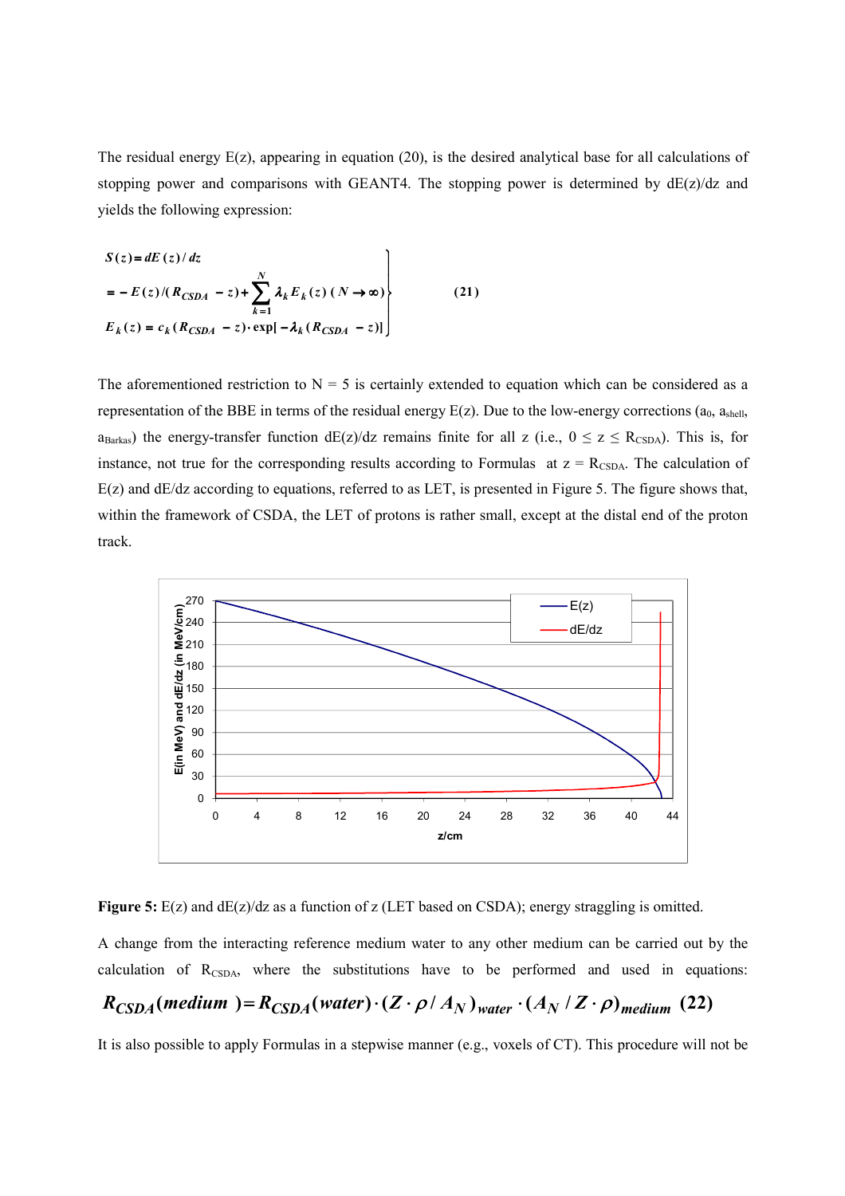The residual energy E(z), appearing in equation (20), is the desired analytical base for all calculations of stopping power and comparisons with GEANT4. The stopping power is determined by dE(z)/dz and yields the following expression:

$$\left.\begin{aligned} & S(z) = dE(z)/dz \\ & = -E(z)/(R_{CSDA} - z) + \sum_{k=1}^{N} \lambda_k E_k(z) \; (N \to \infty) \\ & E_k(z) = c_k (R_{CSDA} - z) \cdot \exp[-\lambda_k (R_{CSDA} - z)] \end{aligned}\right\} \qquad (21)$$

The aforementioned restriction to N = 5 is certainly extended to equation which can be considered as a representation of the BBE in terms of the residual energy E(z). Due to the low-energy corrections ($a_0$, $a_{shell}$, $a_{Barkas}$) the energy-transfer function dE(z)/dz remains finite for all z (i.e., $0 \leq z \leq R_{CSDA}$). This is, for instance, not true for the corresponding results according to Formulas at $z = R_{CSDA}$. The calculation of E(z) and dE/dz according to equations, referred to as LET, is presented in Figure 5. The figure shows that, within the framework of CSDA, the LET of protons is rather small, except at the distal end of the proton track.

**Figure 5:** E(z) and dE(z)/dz as a function of z (LET based on CSDA); energy straggling is omitted.

A change from the interacting reference medium water to any other medium can be carried out by the calculation of $R_{CSDA}$, where the substitutions have to be performed and used in equations:

$$R_{CSDA}(medium) = R_{CSDA}(water) \cdot (Z \cdot \rho / A_N)_{water} \cdot (A_N / Z \cdot \rho)_{medium} \quad (22)$$

It is also possible to apply Formulas in a stepwise manner (e.g., voxels of CT). This procedure will not be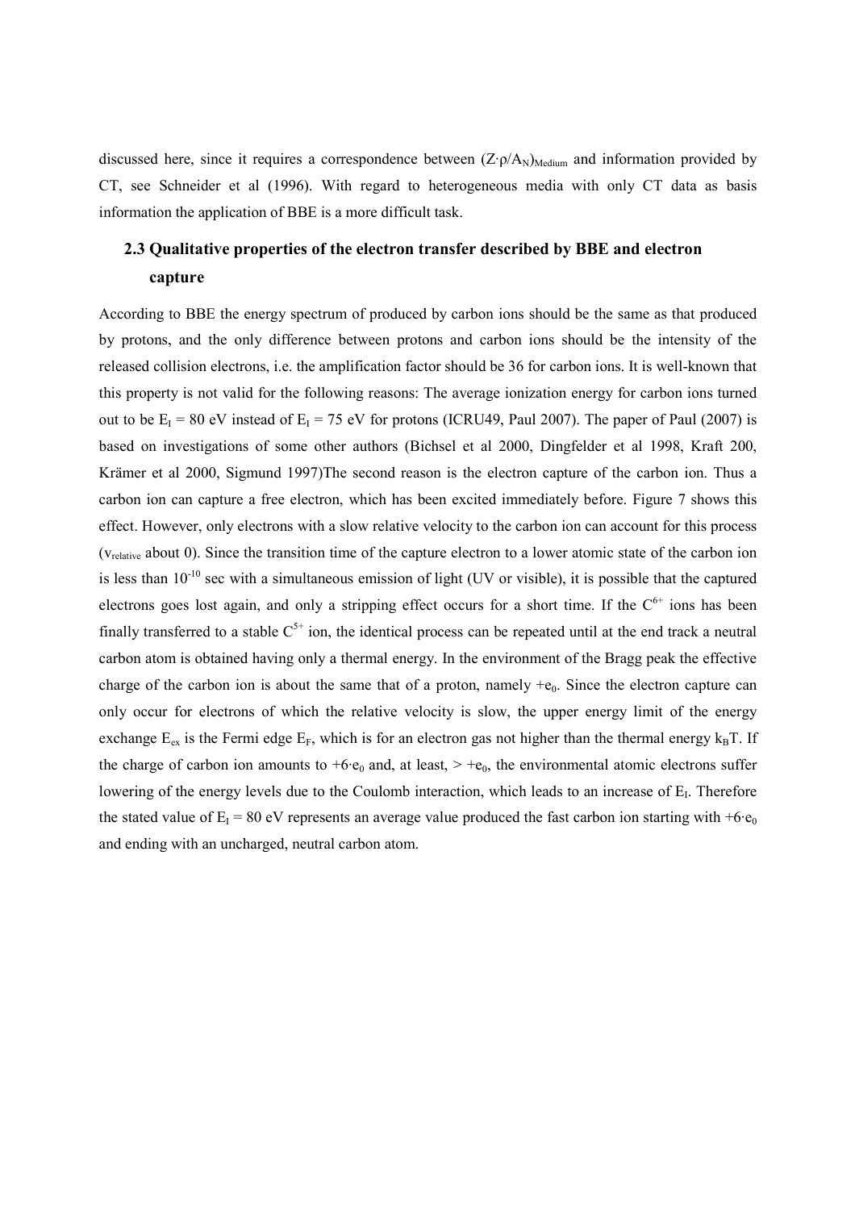discussed here, since it requires a correspondence between $(Z\cdot\rho/A_N)_{Medium}$ and information provided by CT, see Schneider et al (1996). With regard to heterogeneous media with only CT data as basis information the application of BBE is a more difficult task.

### 2.3 Qualitative properties of the electron transfer described by BBE and electron capture

According to BBE the energy spectrum of produced by carbon ions should be the same as that produced by protons, and the only difference between protons and carbon ions should be the intensity of the released collision electrons, i.e. the amplification factor should be 36 for carbon ions. It is well-known that this property is not valid for the following reasons: The average ionization energy for carbon ions turned out to be $E_I = 80$ eV instead of $E_I = 75$ eV for protons (ICRU49, Paul 2007). The paper of Paul (2007) is based on investigations of some other authors (Bichsel et al 2000, Dingfelder et al 1998, Kraft 200, Krämer et al 2000, Sigmund 1997)The second reason is the electron capture of the carbon ion. Thus a carbon ion can capture a free electron, which has been excited immediately before. Figure 7 shows this effect. However, only electrons with a slow relative velocity to the carbon ion can account for this process ($v_{relative}$ about 0). Since the transition time of the capture electron to a lower atomic state of the carbon ion is less than $10^{-10}$ sec with a simultaneous emission of light (UV or visible), it is possible that the captured electrons goes lost again, and only a stripping effect occurs for a short time. If the $C^{6+}$ ions has been finally transferred to a stable $C^{5+}$ ion, the identical process can be repeated until at the end track a neutral carbon atom is obtained having only a thermal energy. In the environment of the Bragg peak the effective charge of the carbon ion is about the same that of a proton, namely $+e_0$. Since the electron capture can only occur for electrons of which the relative velocity is slow, the upper energy limit of the energy exchange $E_{ex}$ is the Fermi edge $E_F$, which is for an electron gas not higher than the thermal energy $k_BT$. If the charge of carbon ion amounts to $+6\cdot e_0$ and, at least, $> +e_0$, the environmental atomic electrons suffer lowering of the energy levels due to the Coulomb interaction, which leads to an increase of $E_I$. Therefore the stated value of $E_I = 80$ eV represents an average value produced the fast carbon ion starting with $+6\cdot e_0$ and ending with an uncharged, neutral carbon atom.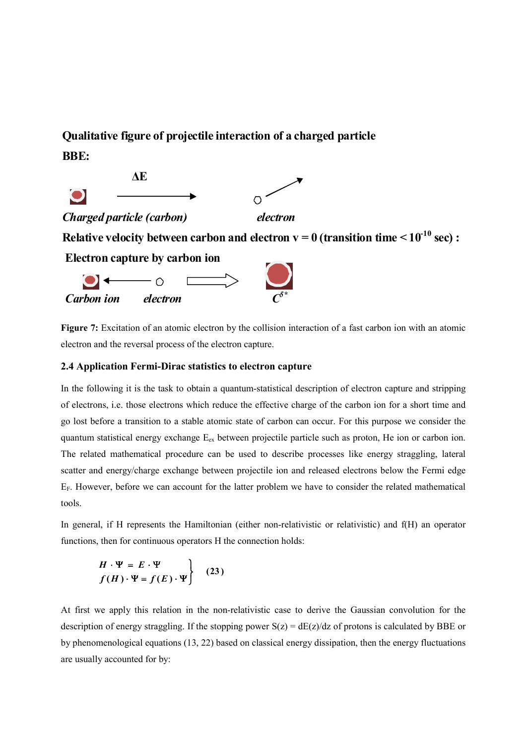**Qualitative figure of projectile interaction of a charged particle**

**BBE:**

ΔE

*Charged particle (carbon)* *electron*

**Relative velocity between carbon and electron v = 0 (transition time < $10^{-10}$ sec) :**

**Electron capture by carbon ion**

*Carbon ion* *electron* $C^{5*}$

**Figure 7:** Excitation of an atomic electron by the collision interaction of a fast carbon ion with an atomic electron and the reversal process of the electron capture.

### 2.4 Application Fermi-Dirac statistics to electron capture

In the following it is the task to obtain a quantum-statistical description of electron capture and stripping of electrons, i.e. those electrons which reduce the effective charge of the carbon ion for a short time and go lost before a transition to a stable atomic state of carbon can occur. For this purpose we consider the quantum statistical energy exchange $E_{ex}$ between projectile particle such as proton, He ion or carbon ion. The related mathematical procedure can be used to describe processes like energy straggling, lateral scatter and energy/charge exchange between projectile ion and released electrons below the Fermi edge $E_F$. However, before we can account for the latter problem we have to consider the related mathematical tools.

In general, if H represents the Hamiltonian (either non-relativistic or relativistic) and f(H) an operator functions, then for continuous operators H the connection holds:

$$\left.\begin{array}{l} H \cdot \Psi = E \cdot \Psi \\ f(H) \cdot \Psi = f(E) \cdot \Psi \end{array}\right\} \quad (23)$$

At first we apply this relation in the non-relativistic case to derive the Gaussian convolution for the description of energy straggling. If the stopping power $S(z) = dE(z)/dz$ of protons is calculated by BBE or by phenomenological equations (13, 22) based on classical energy dissipation, then the energy fluctuations are usually accounted for by: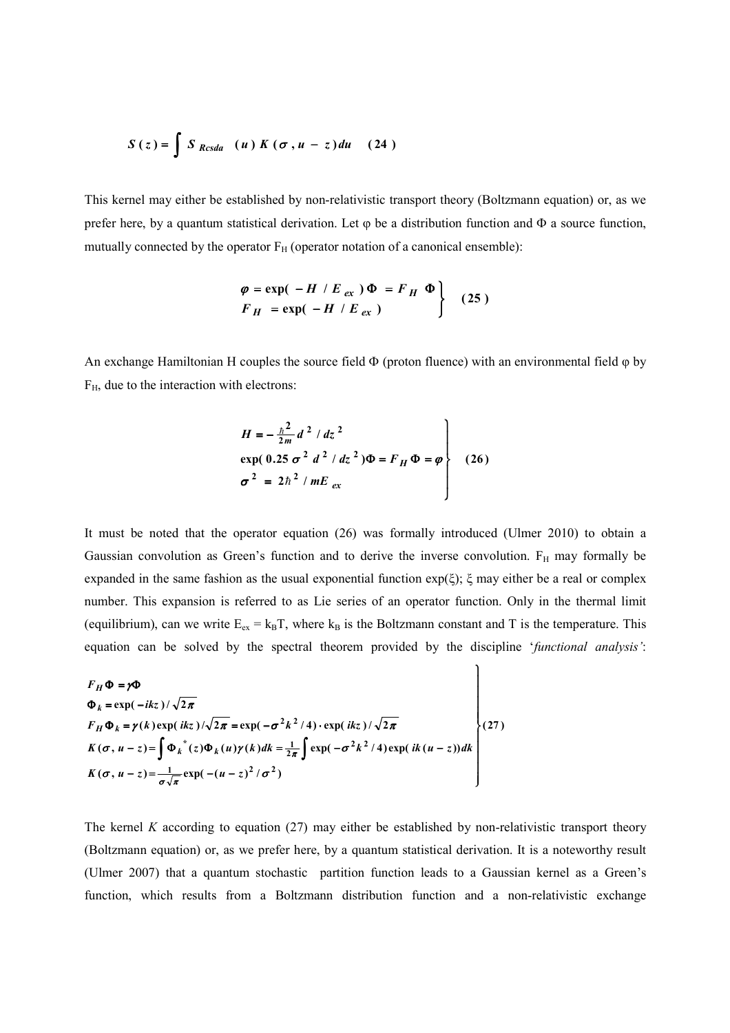$$S(z) = \int S_{Rcsda}(u) K(\sigma, u - z) du \quad (24)$$

This kernel may either be established by non-relativistic transport theory (Boltzmann equation) or, as we prefer here, by a quantum statistical derivation. Let φ be a distribution function and Φ a source function, mutually connected by the operator $F_H$ (operator notation of a canonical ensemble):

$$\left.\begin{array}{l} \varphi = \exp(-H / E_{ex}) \Phi = F_H \Phi \\ F_H = \exp(-H / E_{ex}) \end{array}\right\} \quad (25)$$

An exchange Hamiltonian H couples the source field Φ (proton fluence) with an environmental field φ by $F_H$, due to the interaction with electrons:

$$\left.\begin{array}{l} H = -\frac{\hbar^2}{2m} d^2 / dz^2 \\ \exp(0.25\,\sigma^2 d^2 / dz^2)\Phi = F_H \Phi = \varphi \\ \sigma^2 = 2\hbar^2 / mE_{ex} \end{array}\right\} \quad (26)$$

It must be noted that the operator equation (26) was formally introduced (Ulmer 2010) to obtain a Gaussian convolution as Green's function and to derive the inverse convolution. $F_H$ may formally be expanded in the same fashion as the usual exponential function exp(ξ); ξ may either be a real or complex number. This expansion is referred to as Lie series of an operator function. Only in the thermal limit (equilibrium), can we write $E_{ex} = k_B T$, where $k_B$ is the Boltzmann constant and T is the temperature. This equation can be solved by the spectral theorem provided by the discipline '*functional analysis'*:

$$\left.\begin{array}{l} F_H \Phi = \gamma \Phi \\ \Phi_k = \exp(-ikz) / \sqrt{2\pi} \\ F_H \Phi_k = \gamma(k) \exp(ikz) / \sqrt{2\pi} = \exp(-\sigma^2 k^2 / 4) \cdot \exp(ikz) / \sqrt{2\pi} \\ K(\sigma, u - z) = \int \Phi_k^*(z) \Phi_k(u) \gamma(k) dk = \frac{1}{2\pi} \int \exp(-\sigma^2 k^2 / 4) \exp(ik(u - z)) dk \\ K(\sigma, u - z) = \frac{1}{\sigma\sqrt{\pi}} \exp(-(u - z)^2 / \sigma^2) \end{array}\right\} \quad (27)$$

The kernel *K* according to equation (27) may either be established by non-relativistic transport theory (Boltzmann equation) or, as we prefer here, by a quantum statistical derivation. It is a noteworthy result (Ulmer 2007) that a quantum stochastic partition function leads to a Gaussian kernel as a Green's function, which results from a Boltzmann distribution function and a non-relativistic exchange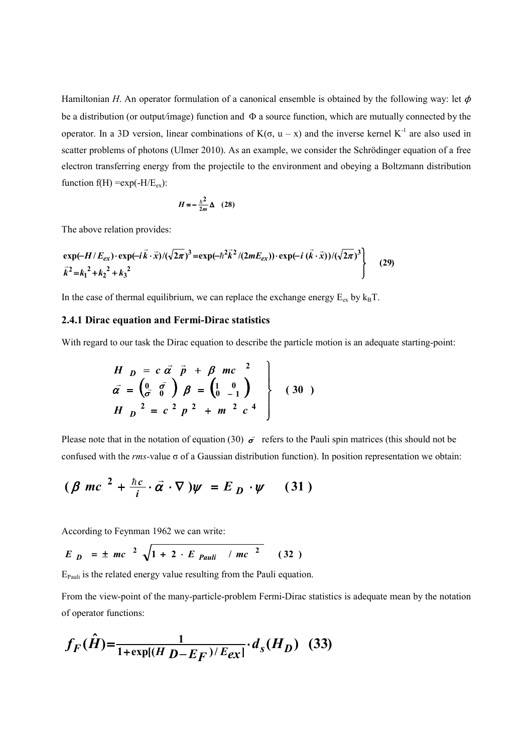Hamiltonian *H*. An operator formulation of a canonical ensemble is obtained by the following way: let $\phi$ be a distribution (or output/image) function and $\Phi$ a source function, which are mutually connected by the operator. In a 3D version, linear combinations of $K(\sigma, u - x)$ and the inverse kernel $K^{-1}$ are also used in scatter problems of photons (Ulmer 2010). As an example, we consider the Schrödinger equation of a free electron transferring energy from the projectile to the environment and obeying a Boltzmann distribution function $f(H) = \exp(-H/E_{ex})$:

$$H = -\frac{\hbar^2}{2m}\Delta \quad (28)$$

The above relation provides:

$$\left.\begin{array}{l} \exp(-H/E_{ex}) \cdot \exp(-i\vec{k}\cdot\vec{x})/(\sqrt{2\pi})^3 = \exp(-\hbar^2\vec{k}^2/(2mE_{ex})) \cdot \exp(-i\,(\vec{k}\cdot\vec{x}))/(\sqrt{2\pi})^3 \\ \vec{k}^2 = k_1^2 + k_2^2 + k_3^2 \end{array}\right\} \quad (29)$$

In the case of thermal equilibrium, we can replace the exchange energy $E_{ex}$ by $k_B T$.

### 2.4.1 Dirac equation and Fermi-Dirac statistics

With regard to our task the Dirac equation to describe the particle motion is an adequate starting-point:

$$\left.\begin{array}{l} H_D = c\vec{\alpha}\,\vec{p} + \beta\, mc^2 \\ \vec{\alpha} = \begin{pmatrix} 0 & \vec{\sigma} \\ \vec{\sigma} & 0 \end{pmatrix} \quad \beta = \begin{pmatrix} 1 & 0 \\ 0 & -1 \end{pmatrix} \\ H_D^2 = c^2 p^2 + m^2 c^4 \end{array}\right\} \quad (30)$$

Please note that in the notation of equation (30) $\vec{\sigma}$ refers to the Pauli spin matrices (this should not be confused with the *rms*-value $\sigma$ of a Gaussian distribution function). In position representation we obtain:

$$(\beta\, mc^2 + \frac{\hbar c}{i} \cdot \vec{\alpha} \cdot \nabla)\psi = E_D \cdot \psi \quad (31)$$

According to Feynman 1962 we can write:

$$E_D = \pm\, mc^2 \sqrt{1 + 2 \cdot E_{Pauli} / mc^2} \quad (32)$$

$E_{Pauli}$ is the related energy value resulting from the Pauli equation.

From the view-point of the many-particle-problem Fermi-Dirac statistics is adequate mean by the notation of operator functions:

$$f_F(\hat{H}) = \frac{1}{1 + \exp[(H_D - E_F)/E_{ex}]} \cdot d_s(H_D) \quad (33)$$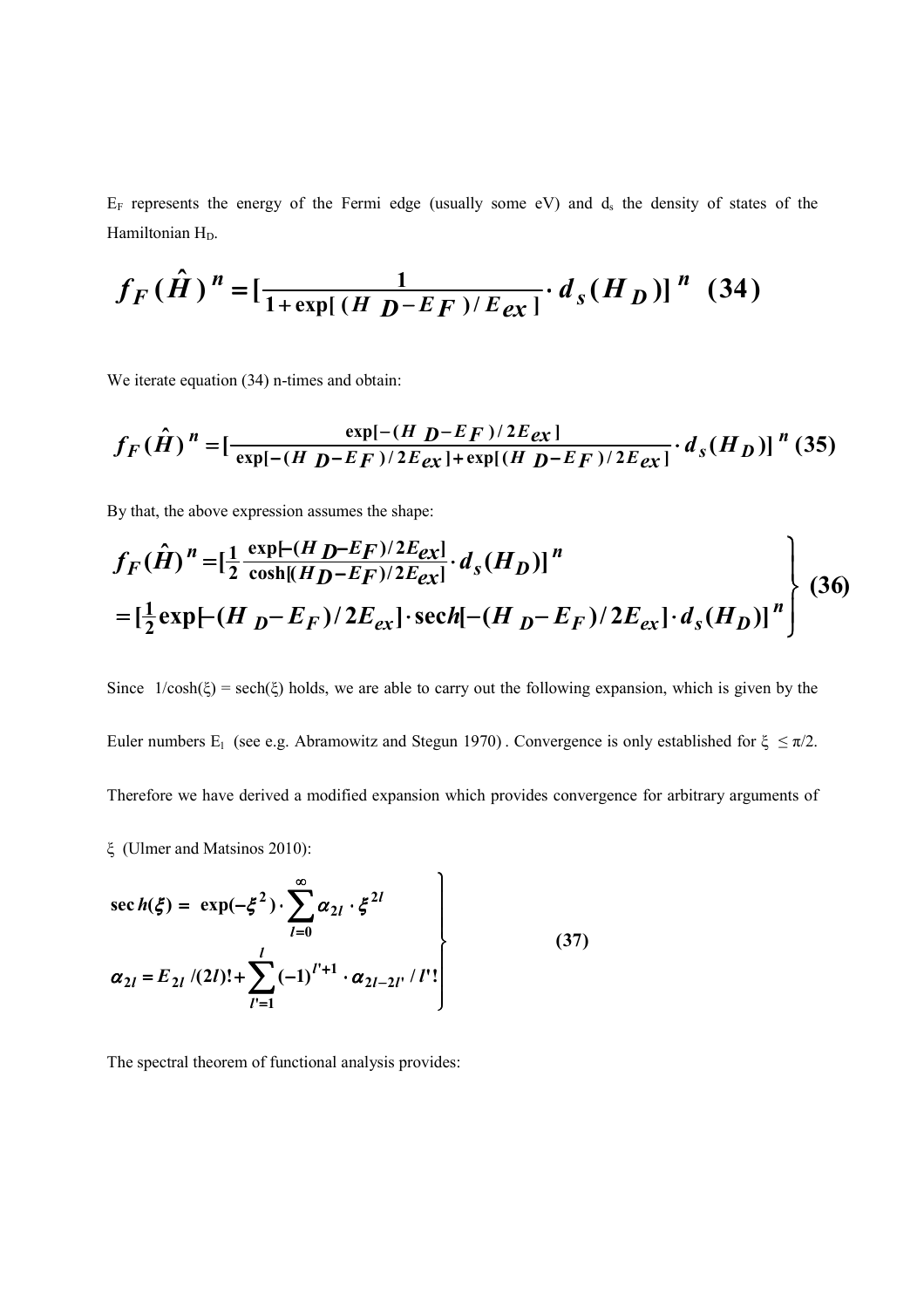$E_F$ represents the energy of the Fermi edge (usually some eV) and $d_s$ the density of states of the Hamiltonian $H_D$.

$$f_F(\hat{H})^n = [\frac{1}{1+\exp[(H_D - E_F)/E_{ex}]} \cdot d_s(H_D)]^n \quad (34)$$

We iterate equation (34) n-times and obtain:

$$f_F(\hat{H})^n = [\frac{\exp[-(H_D - E_F)/2E_{ex}]}{\exp[-(H_D - E_F)/2E_{ex}] + \exp[(H_D - E_F)/2E_{ex}]} \cdot d_s(H_D)]^n \quad (35)$$

By that, the above expression assumes the shape:

$$\left.\begin{aligned} f_F(\hat{H})^n &= [\frac{1}{2}\frac{\exp[-(H_D - E_F)/2E_{ex}]}{\cosh[(H_D - E_F)/2E_{ex}]} \cdot d_s(H_D)]^n \\ &= [\frac{1}{2}\exp[-(H_D - E_F)/2E_{ex}] \cdot \mathrm{sech}[-(H_D - E_F)/2E_{ex}] \cdot d_s(H_D)]^n \end{aligned}\right\} \quad (36)$$

Since $1/\cosh(\xi) = \mathrm{sech}(\xi)$ holds, we are able to carry out the following expansion, which is given by the Euler numbers $E_l$ (see e.g. Abramowitz and Stegun 1970). Convergence is only established for $\xi \leq \pi/2$. Therefore we have derived a modified expansion which provides convergence for arbitrary arguments of $\xi$ (Ulmer and Matsinos 2010):

$$\left.\begin{aligned} \mathrm{sech}(\xi) &= \exp(-\xi^2) \cdot \sum_{l=0}^{\infty} \alpha_{2l} \cdot \xi^{2l} \\ \alpha_{2l} &= E_{2l}/(2l)! + \sum_{l'=1}^{l} (-1)^{l'+1} \cdot \alpha_{2l-2l'}/l'! \end{aligned}\right\} \quad (37)$$

The spectral theorem of functional analysis provides: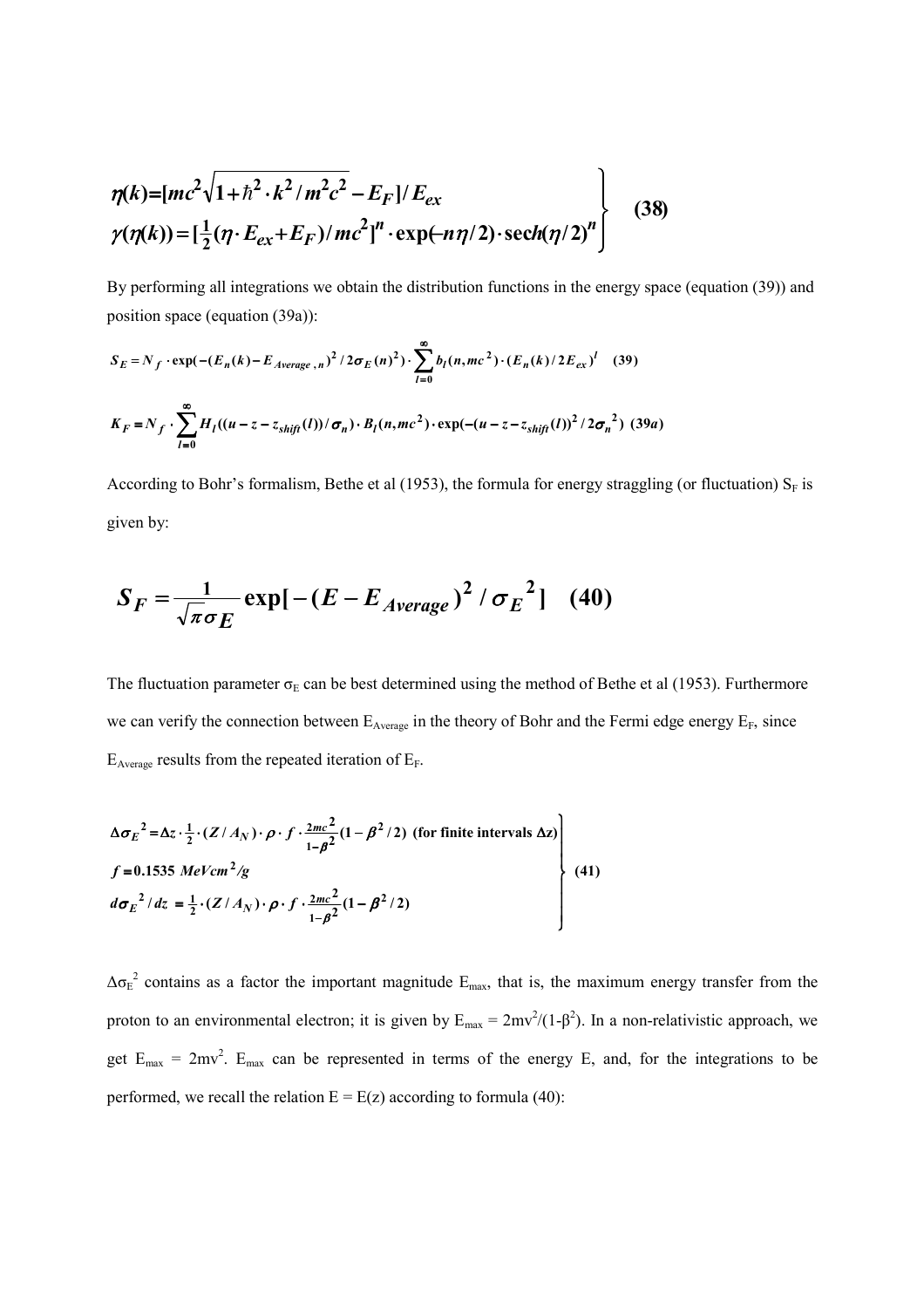$$
\left.\begin{array}{l}
\eta(k) = [mc^2\sqrt{1+\hbar^2\cdot k^2/m^2c^2} - E_F]/E_{ex} \\
\gamma(\eta(k)) = [\frac{1}{2}(\eta\cdot E_{ex}+E_F)/mc^2]^n \cdot \exp(-n\eta/2)\cdot \mathrm{sech}(\eta/2)^n
\end{array}\right\} \quad (38)
$$

By performing all integrations we obtain the distribution functions in the energy space (equation (39)) and position space (equation (39a)):

$$
S_E = N_f \cdot \exp(-(E_n(k) - E_{Average,n})^2/2\sigma_E(n)^2)\cdot \sum_{l=0}^{\infty} b_l(n, mc^2)\cdot (E_n(k)/2E_{ex})^l \quad (39)
$$

$$
K_F = N_f \cdot \sum_{l=0}^{\infty} H_l((u - z - z_{shift}(l))/\sigma_n)\cdot B_l(n, mc^2)\cdot \exp(-(u - z - z_{shift}(l))^2/2\sigma_n^2) \quad (39a)
$$

According to Bohr's formalism, Bethe et al (1953), the formula for energy straggling (or fluctuation) $S_F$ is given by:

$$
S_F = \frac{1}{\sqrt{\pi}\sigma_E}\exp[-(E - E_{Average})^2/\sigma_E^2] \quad (40)
$$

The fluctuation parameter $\sigma_E$ can be best determined using the method of Bethe et al (1953). Furthermore we can verify the connection between $E_{Average}$ in the theory of Bohr and the Fermi edge energy $E_F$, since $E_{Average}$ results from the repeated iteration of $E_F$.

$$
\left.\begin{array}{l}
\Delta\sigma_E^2 = \Delta z\cdot \frac{1}{2}\cdot (Z/A_N)\cdot \rho\cdot f\cdot \frac{2mc^2}{1-\beta^2}(1-\beta^2/2) \text{ (for finite intervals } \Delta z) \\
f = 0.1535 \ MeVcm^2/g \\
d\sigma_E^2/dz = \frac{1}{2}\cdot (Z/A_N)\cdot \rho\cdot f\cdot \frac{2mc^2}{1-\beta^2}(1-\beta^2/2)
\end{array}\right\} \quad (41)
$$

$\Delta\sigma_E^2$ contains as a factor the important magnitude $E_{max}$, that is, the maximum energy transfer from the proton to an environmental electron; it is given by $E_{max} = 2mv^2/(1-\beta^2)$. In a non-relativistic approach, we get $E_{max} = 2mv^2$. $E_{max}$ can be represented in terms of the energy E, and, for the integrations to be performed, we recall the relation $E = E(z)$ according to formula (40):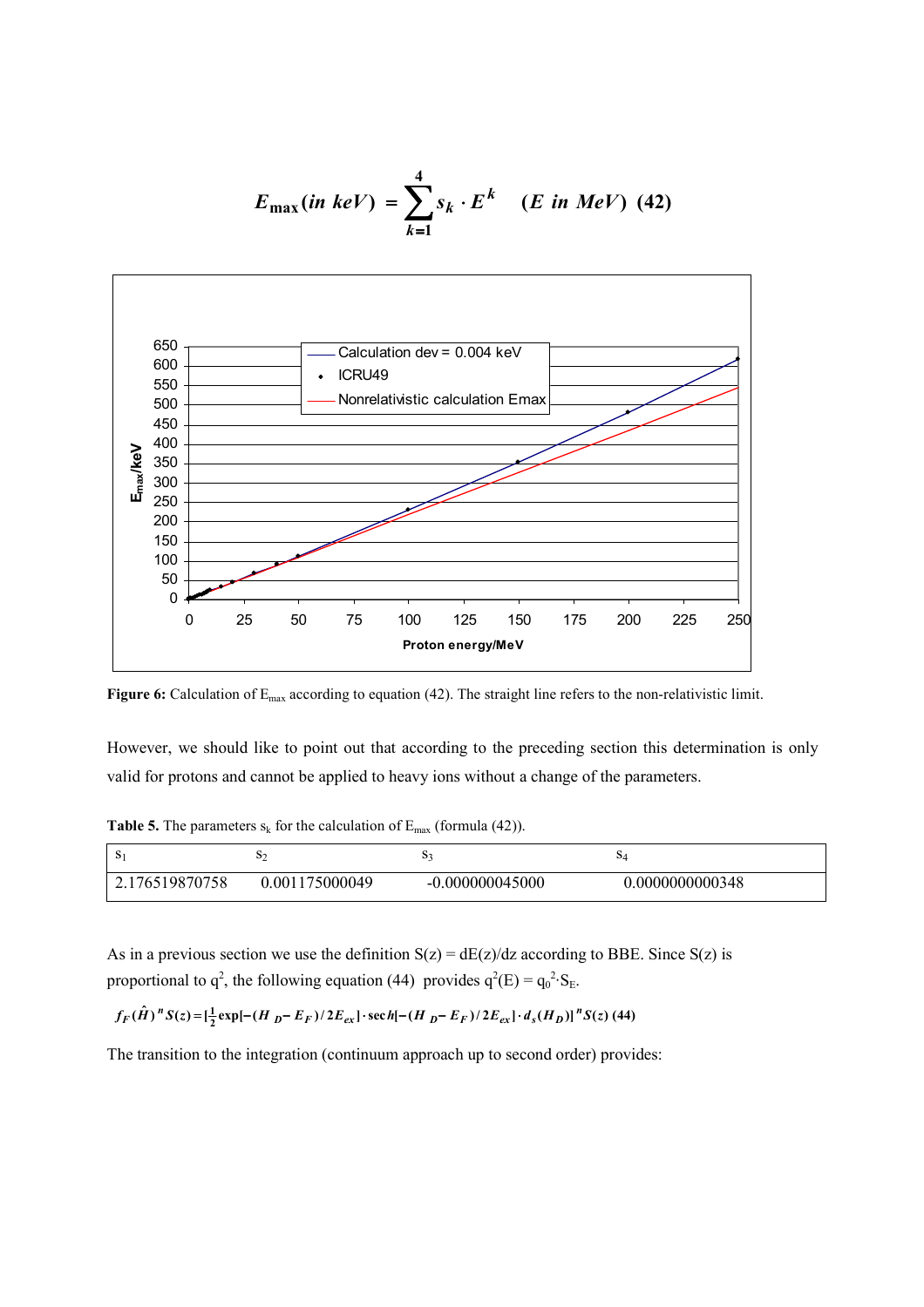$$E_{\max}(in\ keV) = \sum_{k=1}^{4} s_k \cdot E^k \quad (E\ in\ MeV) \quad (42)$$

650
600
550
500
450
400
350
300
250
200
150
100
50
0

$E_{max}$/keV

0 25 50 75 100 125 150 175 200 225 250

Proton energy/MeV

Calculation dev = 0.004 keV
ICRU49
Nonrelativistic calculation Emax

**Figure 6:** Calculation of $E_{max}$ according to equation (42). The straight line refers to the non-relativistic limit.

However, we should like to point out that according to the preceding section this determination is only valid for protons and cannot be applied to heavy ions without a change of the parameters.

**Table 5.** The parameters $s_k$ for the calculation of $E_{max}$ (formula (42)).

| $s_1$ | $s_2$ | $s_3$ | $s_4$ |
|---|---|---|---|
| 2.176519870758 | 0.001175000049 | -0.000000045000 | 0.0000000000348 |

As in a previous section we use the definition S(z) = dE(z)/dz according to BBE. Since S(z) is proportional to $q^2$, the following equation (44) provides $q^2(E) = q_0^2 \cdot S_E$.

$$f_F(\hat{H})^n S(z) = [\tfrac{1}{2}\exp[-(H_D - E_F)/2E_{ex}] \cdot \operatorname{sech}[-(H_D - E_F)/2E_{ex}] \cdot d_s(H_D)]^n S(z) \quad (44)$$

The transition to the integration (continuum approach up to second order) provides: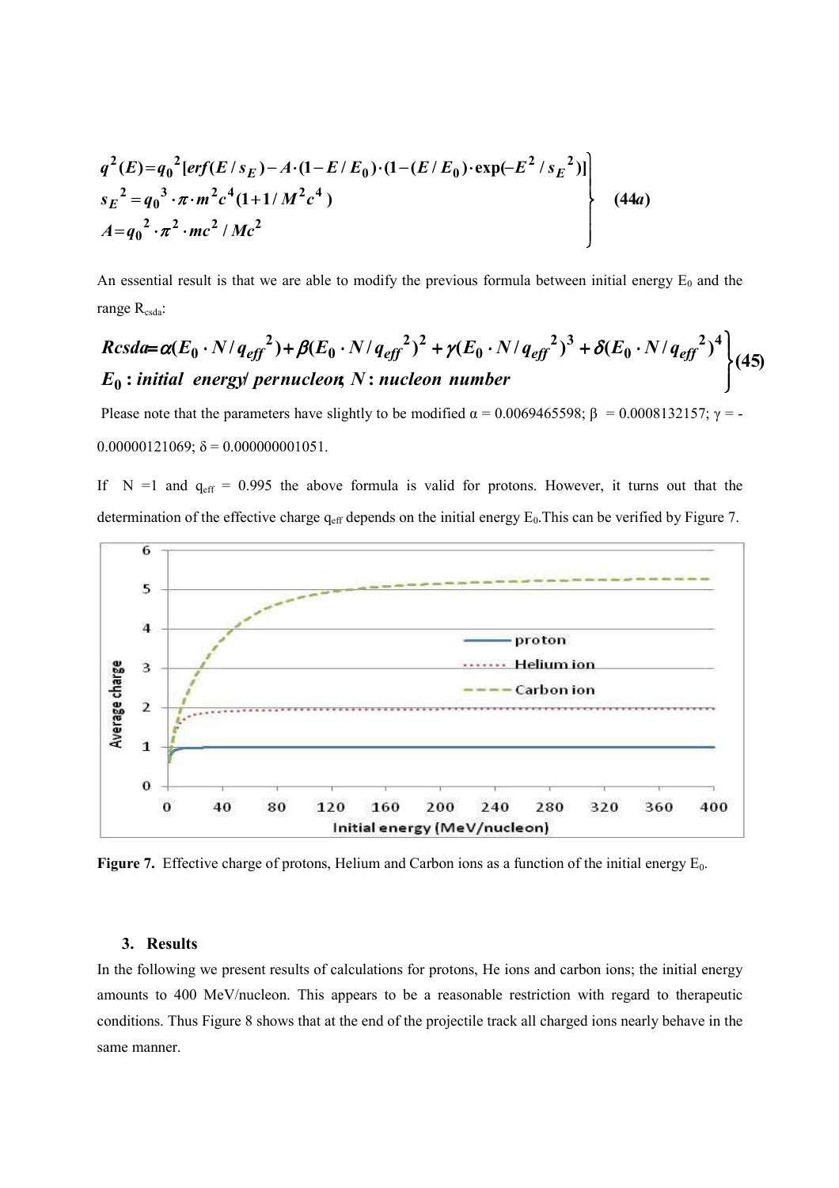$$\left.\begin{aligned}
&q^2(E)=q_0^2[erf(E/s_E)-A\cdot(1-E/E_0)\cdot(1-(E/E_0)\cdot\exp(-E^2/s_E^2)]\\
&s_E^2=q_0^3\cdot\pi\cdot m^2c^4(1+1/M^2c^4)\\
&A=q_0^2\cdot\pi^2\cdot mc^2/Mc^2
\end{aligned}\right\}\quad \textbf{(44a)}$$

An essential result is that we are able to modify the previous formula between initial energy $E_0$ and the range $R_{csda}$:

$$\left.\begin{aligned}
&Rcsda=\alpha(E_0\cdot N/q_{eff}^2)+\beta(E_0\cdot N/q_{eff}^2)^2+\gamma(E_0\cdot N/q_{eff}^2)^3+\delta(E_0\cdot N/q_{eff}^2)^4\\
&E_0: \textit{initial energy/ per nucleon};\ N: \textit{nucleon number}
\end{aligned}\right\}\textbf{(45)}$$

Please note that the parameters have slightly to be modified α = 0.0069465598; β = 0.0008132157; γ = -0.00000121069; δ = 0.000000001051.

If N =1 and $q_{eff}$ = 0.995 the above formula is valid for protons. However, it turns out that the determination of the effective charge $q_{eff}$ depends on the initial energy $E_0$.This can be verified by Figure 7.

Average charge
0
1
2
3
4
5
6
proton
Helium ion
Carbon ion
0 40 80 120 160 200 240 280 320 360 400
Initial energy (MeV/nucleon)

**Figure 7.** Effective charge of protons, Helium and Carbon ions as a function of the initial energy $E_0$.

## 3. Results

In the following we present results of calculations for protons, He ions and carbon ions; the initial energy amounts to 400 MeV/nucleon. This appears to be a reasonable restriction with regard to therapeutic conditions. Thus Figure 8 shows that at the end of the projectile track all charged ions nearly behave in the same manner.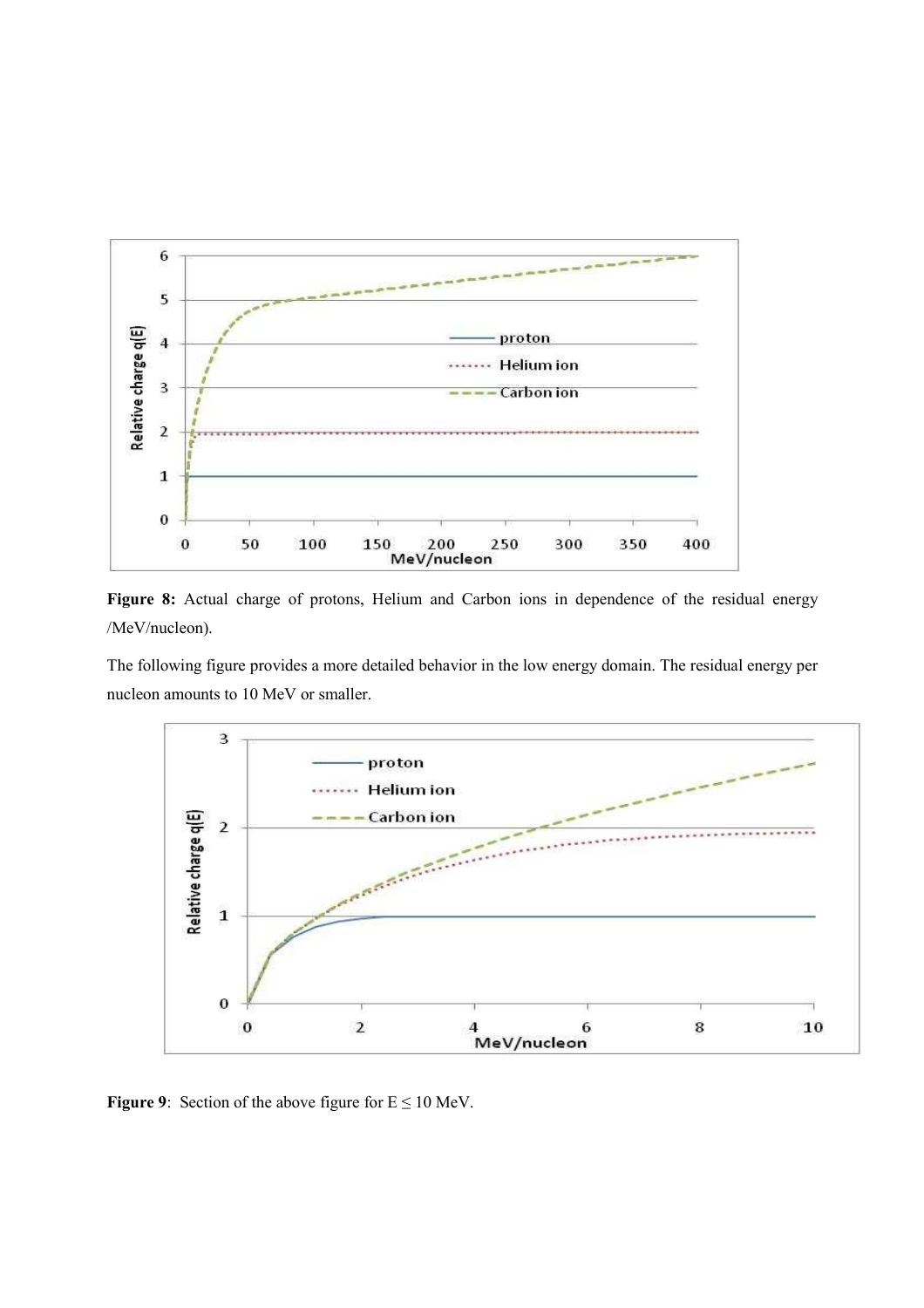6
5
4
3
2
1
0

Relative charge q(E)

proton
Helium ion
Carbon ion

0 50 100 150 200 250 300 350 400

MeV/nucleon

**Figure 8:** Actual charge of protons, Helium and Carbon ions in dependence of the residual energy /MeV/nucleon).

The following figure provides a more detailed behavior in the low energy domain. The residual energy per nucleon amounts to 10 MeV or smaller.

3
2
1
0

Relative charge q(E)

proton
Helium ion
Carbon ion

0 2 4 6 8 10

MeV/nucleon

**Figure 9**: Section of the above figure for E ≤ 10 MeV.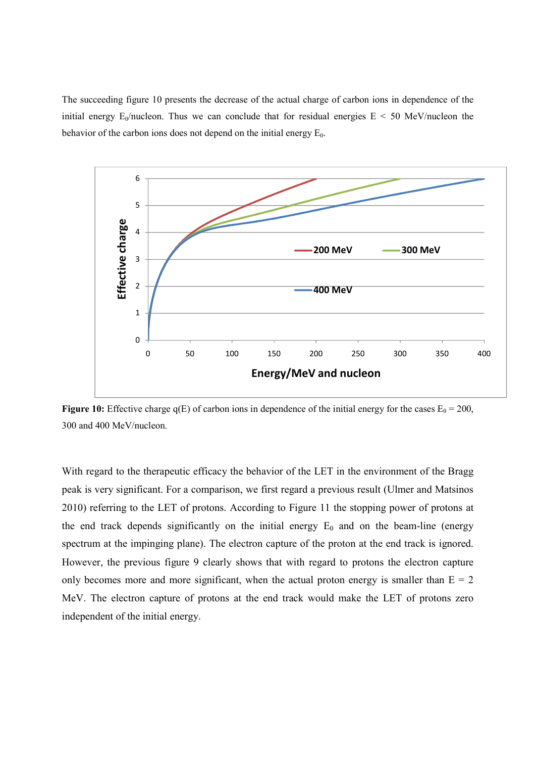The succeeding figure 10 presents the decrease of the actual charge of carbon ions in dependence of the initial energy $E_0$/nucleon. Thus we can conclude that for residual energies $E < 50$ MeV/nucleon the behavior of the carbon ions does not depend on the initial energy $E_0$.

Effective charge

6
5
4
3
2
1
0

0 50 100 150 200 250 300 350 400

Energy/MeV and nucleon

200 MeV
300 MeV
400 MeV

**Figure 10:** Effective charge q(E) of carbon ions in dependence of the initial energy for the cases $E_0$ = 200, 300 and 400 MeV/nucleon.

With regard to the therapeutic efficacy the behavior of the LET in the environment of the Bragg peak is very significant. For a comparison, we first regard a previous result (Ulmer and Matsinos 2010) referring to the LET of protons. According to Figure 11 the stopping power of protons at the end track depends significantly on the initial energy $E_0$ and on the beam-line (energy spectrum at the impinging plane). The electron capture of the proton at the end track is ignored. However, the previous figure 9 clearly shows that with regard to protons the electron capture only becomes more and more significant, when the actual proton energy is smaller than E = 2 MeV. The electron capture of protons at the end track would make the LET of protons zero independent of the initial energy.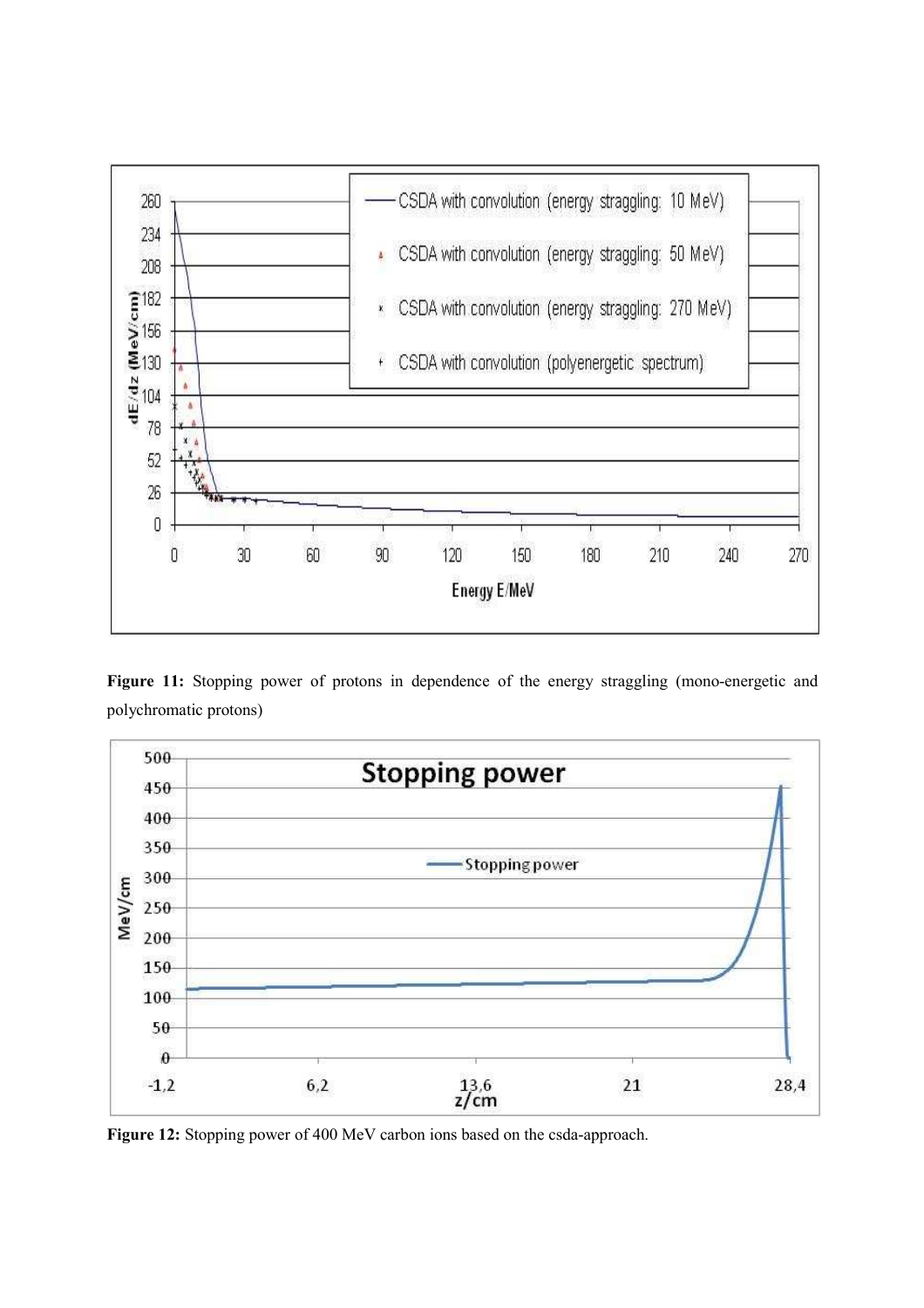260
234
208
182
156
130
104
78
52
26
0

dE/dz (MeV/cm)

CSDA with convolution (energy straggling: 10 MeV)
CSDA with convolution (energy straggling: 50 MeV)
CSDA with convolution (energy straggling: 270 MeV)
CSDA with convolution (polyenergetic spectrum)

0 30 60 90 120 150 180 210 240 270

Energy E/MeV

**Figure 11:** Stopping power of protons in dependence of the energy straggling (mono-energetic and polychromatic protons)

Stopping power

500
450
400
350
300
250
200
150
100
50
0

MeV/cm

Stopping power

-1,2 6,2 13,6 21 28,4

z/cm

**Figure 12:** Stopping power of 400 MeV carbon ions based on the csda-approach.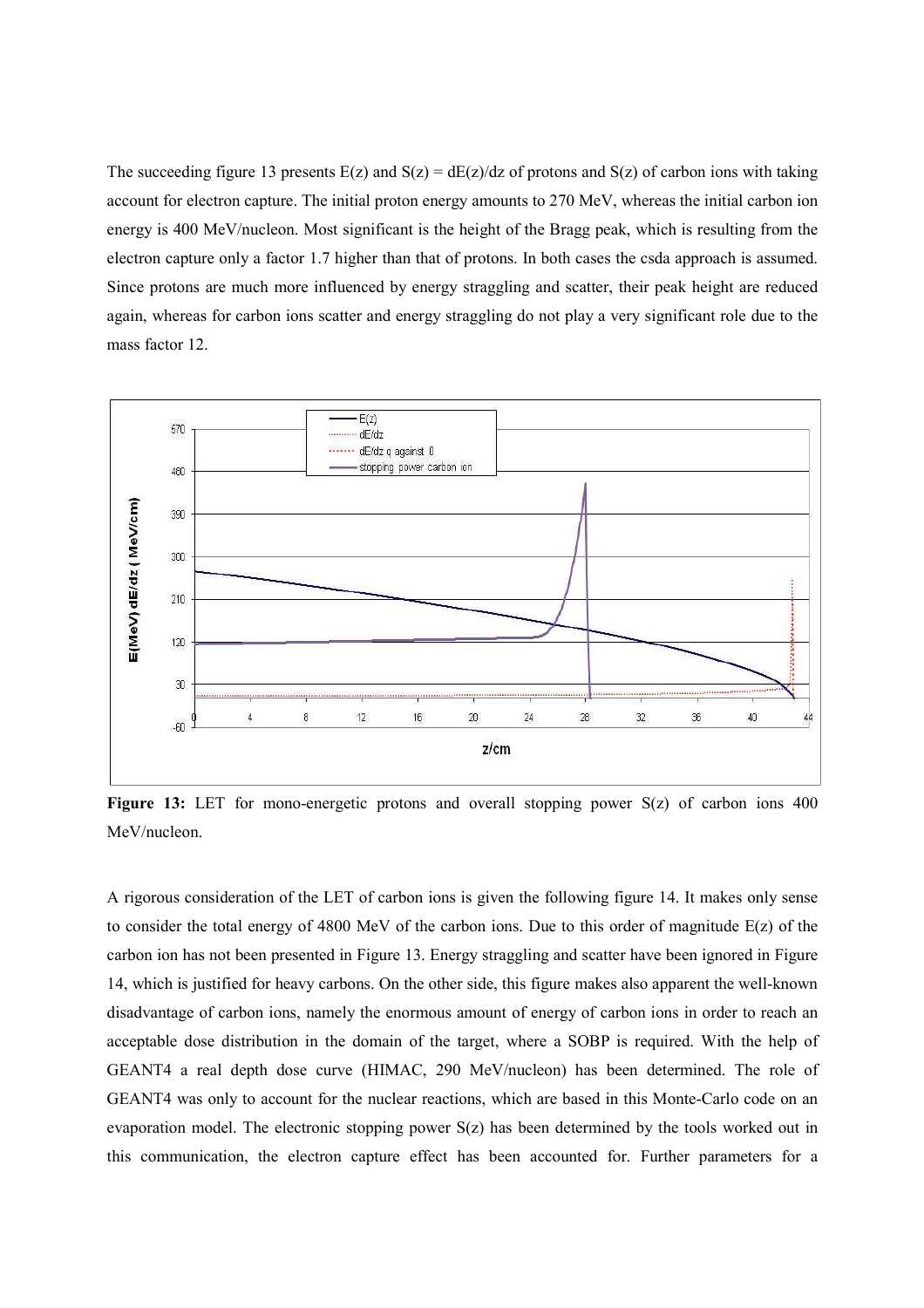The succeeding figure 13 presents E(z) and S(z) = dE(z)/dz of protons and S(z) of carbon ions with taking account for electron capture. The initial proton energy amounts to 270 MeV, whereas the initial carbon ion energy is 400 MeV/nucleon. Most significant is the height of the Bragg peak, which is resulting from the electron capture only a factor 1.7 higher than that of protons. In both cases the csda approach is assumed. Since protons are much more influenced by energy straggling and scatter, their peak height are reduced again, whereas for carbon ions scatter and energy straggling do not play a very significant role due to the mass factor 12.

E(z)
dE/dz
dE/dz q against 0
stopping power carbon ion

E(MeV) dE/dz ( MeV/cm)

570
480
390
300
210
120
30
-60

0 4 8 12 16 20 24 28 32 36 40 44

z/cm

**Figure 13:** LET for mono-energetic protons and overall stopping power S(z) of carbon ions 400 MeV/nucleon.

A rigorous consideration of the LET of carbon ions is given the following figure 14. It makes only sense to consider the total energy of 4800 MeV of the carbon ions. Due to this order of magnitude E(z) of the carbon ion has not been presented in Figure 13. Energy straggling and scatter have been ignored in Figure 14, which is justified for heavy carbons. On the other side, this figure makes also apparent the well-known disadvantage of carbon ions, namely the enormous amount of energy of carbon ions in order to reach an acceptable dose distribution in the domain of the target, where a SOBP is required. With the help of GEANT4 a real depth dose curve (HIMAC, 290 MeV/nucleon) has been determined. The role of GEANT4 was only to account for the nuclear reactions, which are based in this Monte-Carlo code on an evaporation model. The electronic stopping power S(z) has been determined by the tools worked out in this communication, the electron capture effect has been accounted for. Further parameters for a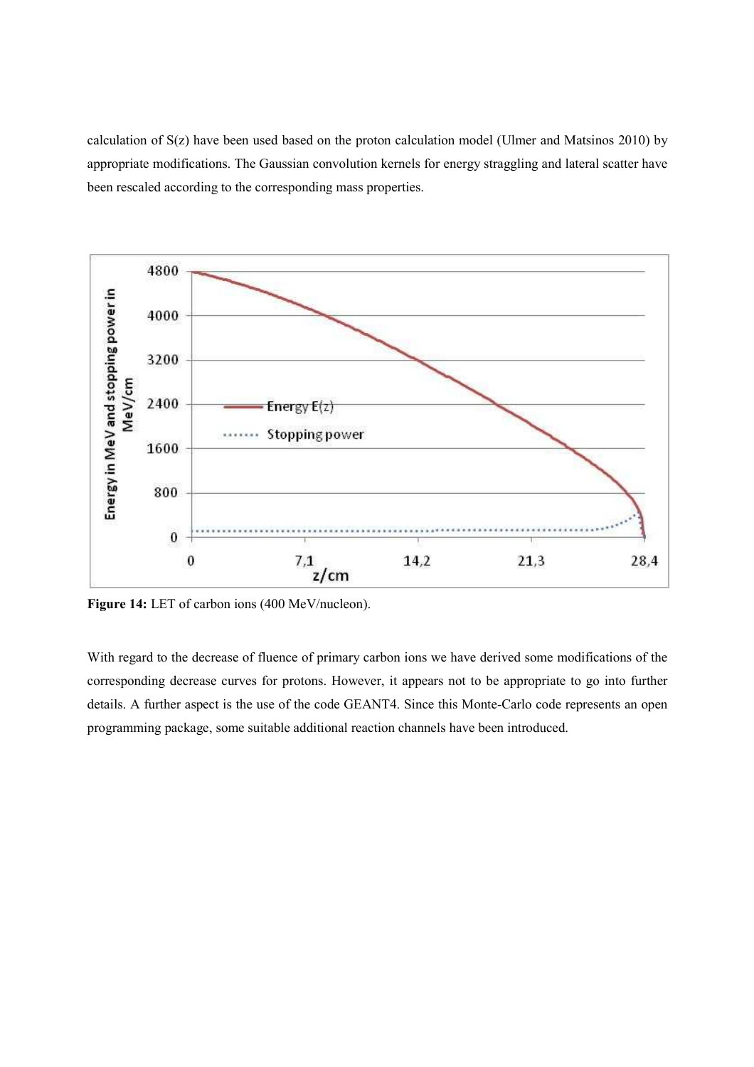calculation of S(z) have been used based on the proton calculation model (Ulmer and Matsinos 2010) by appropriate modifications. The Gaussian convolution kernels for energy straggling and lateral scatter have been rescaled according to the corresponding mass properties.

Energy in MeV and stopping power in MeV/cm

4800
4000
3200
2400
1600
800
0

Energy E(z)
Stopping power

0
7,1
14,2
21,3
28,4
z/cm

**Figure 14:** LET of carbon ions (400 MeV/nucleon).

With regard to the decrease of fluence of primary carbon ions we have derived some modifications of the corresponding decrease curves for protons. However, it appears not to be appropriate to go into further details. A further aspect is the use of the code GEANT4. Since this Monte-Carlo code represents an open programming package, some suitable additional reaction channels have been introduced.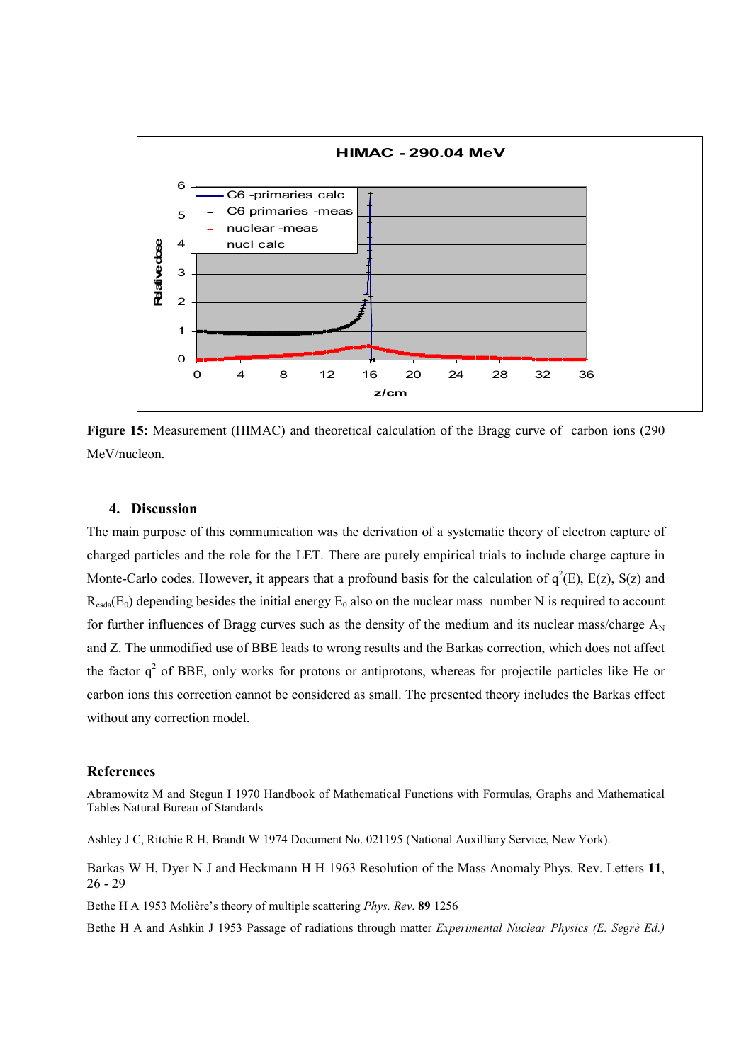HIMAC - 290.04 MeV

C6 -primaries calc

C6 primaries -meas

nuclear -meas

nucl calc

Relative dose

6

5

4

3

2

1

0

0 4 8 12 16 20 24 28 32 36

z/cm

**Figure 15:** Measurement (HIMAC) and theoretical calculation of the Bragg curve of carbon ions (290 MeV/nucleon.

## 4. Discussion

The main purpose of this communication was the derivation of a systematic theory of electron capture of charged particles and the role for the LET. There are purely empirical trials to include charge capture in Monte-Carlo codes. However, it appears that a profound basis for the calculation of $q^2(E)$, $E(z)$, $S(z)$ and $R_{csda}(E_0)$ depending besides the initial energy $E_0$ also on the nuclear mass number N is required to account for further influences of Bragg curves such as the density of the medium and its nuclear mass/charge $A_N$ and Z. The unmodified use of BBE leads to wrong results and the Barkas correction, which does not affect the factor $q^2$ of BBE, only works for protons or antiprotons, whereas for projectile particles like He or carbon ions this correction cannot be considered as small. The presented theory includes the Barkas effect without any correction model.

## References

Abramowitz M and Stegun I 1970 Handbook of Mathematical Functions with Formulas, Graphs and Mathematical Tables Natural Bureau of Standards

Ashley J C, Ritchie R H, Brandt W 1974 Document No. 021195 (National Auxilliary Service, New York).

Barkas W H, Dyer N J and Heckmann H H 1963 Resolution of the Mass Anomaly Phys. Rev. Letters **11**, 26 - 29

Bethe H A 1953 Molière's theory of multiple scattering *Phys. Rev*. **89** 1256

Bethe H A and Ashkin J 1953 Passage of radiations through matter *Experimental Nuclear Physics (E. Segrè Ed.)*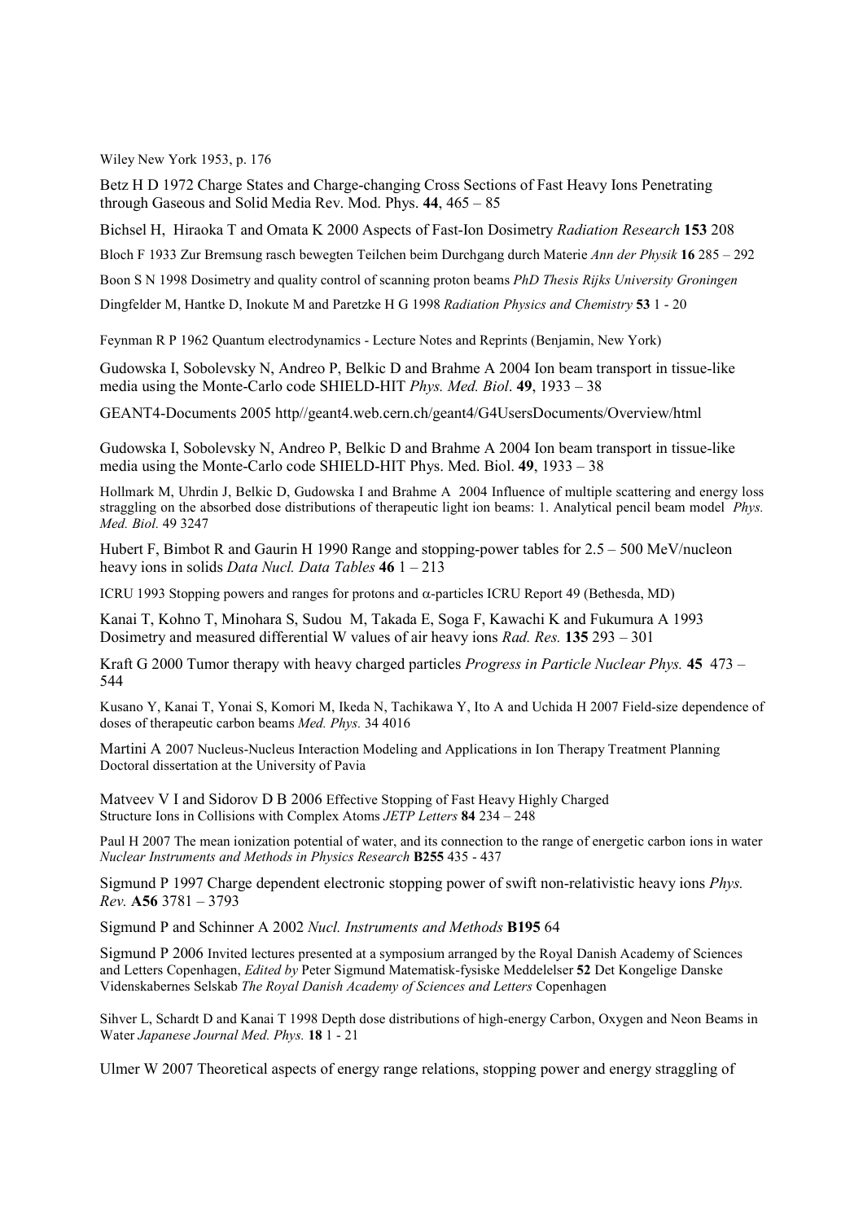Wiley New York 1953, p. 176

Betz H D 1972 Charge States and Charge-changing Cross Sections of Fast Heavy Ions Penetrating through Gaseous and Solid Media Rev. Mod. Phys. **44**, 465 – 85

Bichsel H, Hiraoka T and Omata K 2000 Aspects of Fast-Ion Dosimetry *Radiation Research* **153** 208

Bloch F 1933 Zur Bremsung rasch bewegten Teilchen beim Durchgang durch Materie *Ann der Physik* **16** 285 – 292

Boon S N 1998 Dosimetry and quality control of scanning proton beams *PhD Thesis Rijks University Groningen*

Dingfelder M, Hantke D, Inokute M and Paretzke H G 1998 *Radiation Physics and Chemistry* **53** 1 - 20

Feynman R P 1962 Quantum electrodynamics - Lecture Notes and Reprints (Benjamin, New York)

Gudowska I, Sobolevsky N, Andreo P, Belkic D and Brahme A 2004 Ion beam transport in tissue-like media using the Monte-Carlo code SHIELD-HIT *Phys. Med. Biol*. **49**, 1933 – 38

GEANT4-Documents 2005 http//geant4.web.cern.ch/geant4/G4UsersDocuments/Overview/html

Gudowska I, Sobolevsky N, Andreo P, Belkic D and Brahme A 2004 Ion beam transport in tissue-like media using the Monte-Carlo code SHIELD-HIT Phys. Med. Biol. **49**, 1933 – 38

Hollmark M, Uhrdin J, Belkic D, Gudowska I and Brahme A 2004 Influence of multiple scattering and energy loss straggling on the absorbed dose distributions of therapeutic light ion beams: 1. Analytical pencil beam model *Phys. Med. Biol.* 49 3247

Hubert F, Bimbot R and Gaurin H 1990 Range and stopping-power tables for 2.5 – 500 MeV/nucleon heavy ions in solids *Data Nucl. Data Tables* **46** 1 – 213

ICRU 1993 Stopping powers and ranges for protons and $\alpha$-particles ICRU Report 49 (Bethesda, MD)

Kanai T, Kohno T, Minohara S, Sudou M, Takada E, Soga F, Kawachi K and Fukumura A 1993 Dosimetry and measured differential W values of air heavy ions *Rad. Res.* **135** 293 – 301

Kraft G 2000 Tumor therapy with heavy charged particles *Progress in Particle Nuclear Phys.* **45** 473 – 544

Kusano Y, Kanai T, Yonai S, Komori M, Ikeda N, Tachikawa Y, Ito A and Uchida H 2007 Field-size dependence of doses of therapeutic carbon beams *Med. Phys.* 34 4016

Martini A 2007 Nucleus-Nucleus Interaction Modeling and Applications in Ion Therapy Treatment Planning Doctoral dissertation at the University of Pavia

Matveev V I and Sidorov D B 2006 Effective Stopping of Fast Heavy Highly Charged Structure Ions in Collisions with Complex Atoms *JETP Letters* **84** 234 – 248

Paul H 2007 The mean ionization potential of water, and its connection to the range of energetic carbon ions in water *Nuclear Instruments and Methods in Physics Research* **B255** 435 - 437

Sigmund P 1997 Charge dependent electronic stopping power of swift non-relativistic heavy ions *Phys. Rev.* **A56** 3781 – 3793

Sigmund P and Schinner A 2002 *Nucl. Instruments and Methods* **B195** 64

Sigmund P 2006 Invited lectures presented at a symposium arranged by the Royal Danish Academy of Sciences and Letters Copenhagen, *Edited by* Peter Sigmund Matematisk-fysiske Meddelelser **52** Det Kongelige Danske Videnskabernes Selskab *The Royal Danish Academy of Sciences and Letters* Copenhagen

Sihver L, Schardt D and Kanai T 1998 Depth dose distributions of high-energy Carbon, Oxygen and Neon Beams in Water *Japanese Journal Med. Phys.* **18** 1 - 21

Ulmer W 2007 Theoretical aspects of energy range relations, stopping power and energy straggling of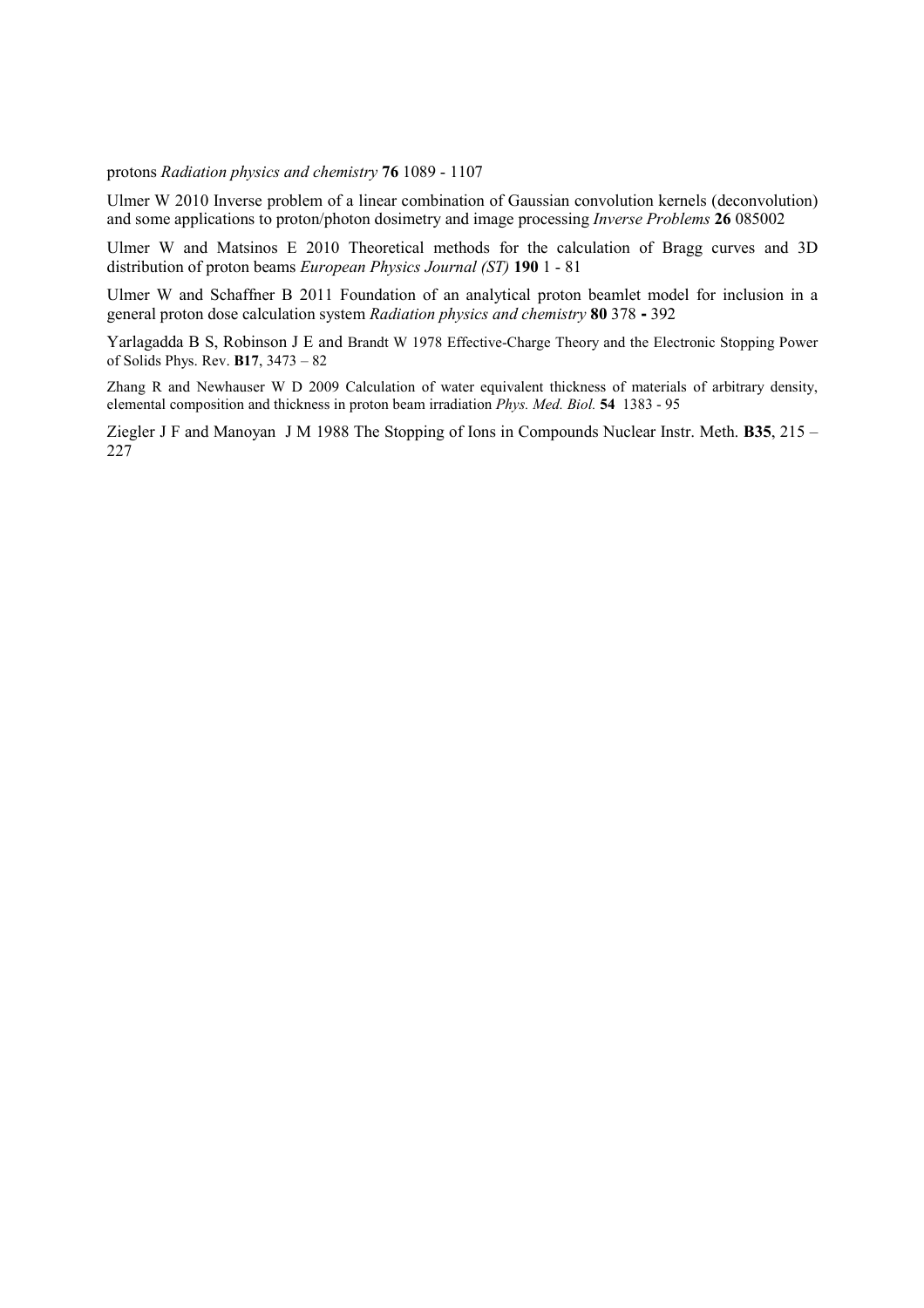protons *Radiation physics and chemistry* **76** 1089 - 1107

Ulmer W 2010 Inverse problem of a linear combination of Gaussian convolution kernels (deconvolution) and some applications to proton/photon dosimetry and image processing *Inverse Problems* **26** 085002

Ulmer W and Matsinos E 2010 Theoretical methods for the calculation of Bragg curves and 3D distribution of proton beams *European Physics Journal (ST)* **190** 1 - 81

Ulmer W and Schaffner B 2011 Foundation of an analytical proton beamlet model for inclusion in a general proton dose calculation system *Radiation physics and chemistry* **80** 378 **-** 392

Yarlagadda B S, Robinson J E and Brandt W 1978 Effective-Charge Theory and the Electronic Stopping Power of Solids Phys. Rev. **B17**, 3473 – 82

Zhang R and Newhauser W D 2009 Calculation of water equivalent thickness of materials of arbitrary density, elemental composition and thickness in proton beam irradiation *Phys. Med. Biol.* **54** 1383 - 95

Ziegler J F and Manoyan J M 1988 The Stopping of Ions in Compounds Nuclear Instr. Meth. **B35**, 215 – 227